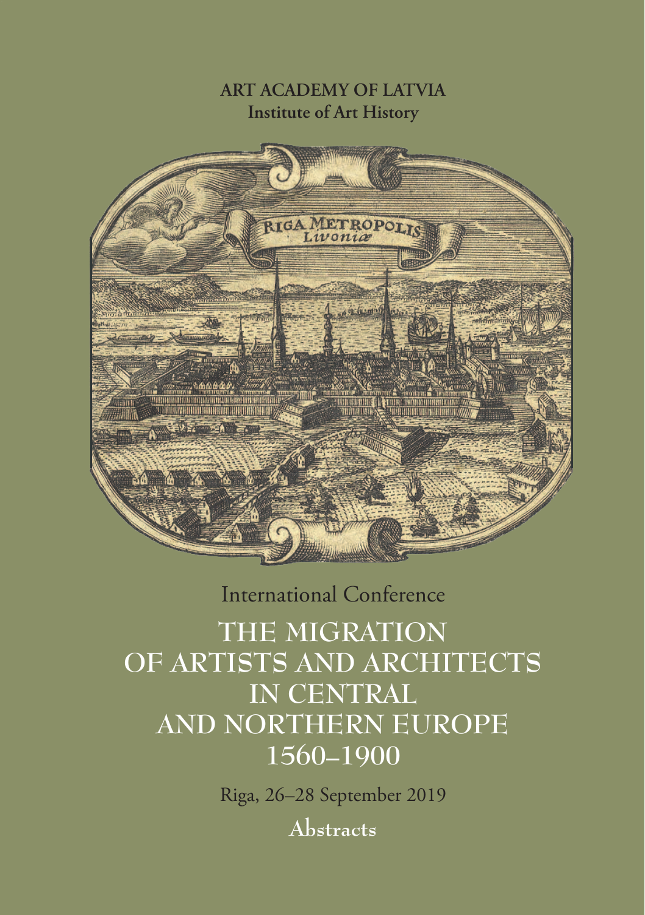**ART ACADEMY OF LATVIA**
**Institute of Art History**

International Conference

# THE MIGRATION OF ARTISTS AND ARCHITECTS IN CENTRAL AND NORTHERN EUROPE 1560–1900

Riga, 26–28 September 2019

**Abstracts**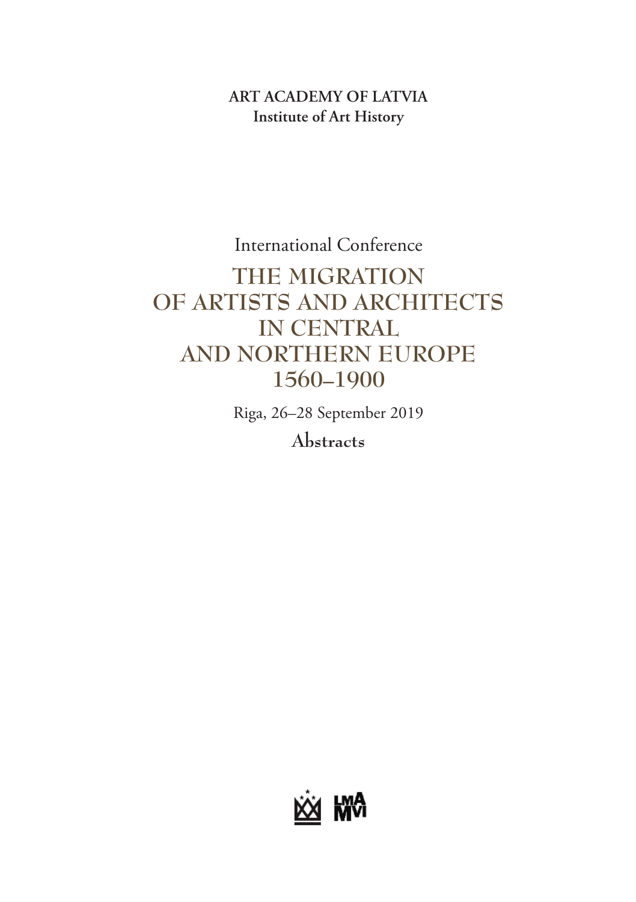**ART ACADEMY OF LATVIA**
**Institute of Art History**

International Conference

# THE MIGRATION OF ARTISTS AND ARCHITECTS IN CENTRAL AND NORTHERN EUROPE 1560–1900

Riga, 26–28 September 2019

**Abstracts**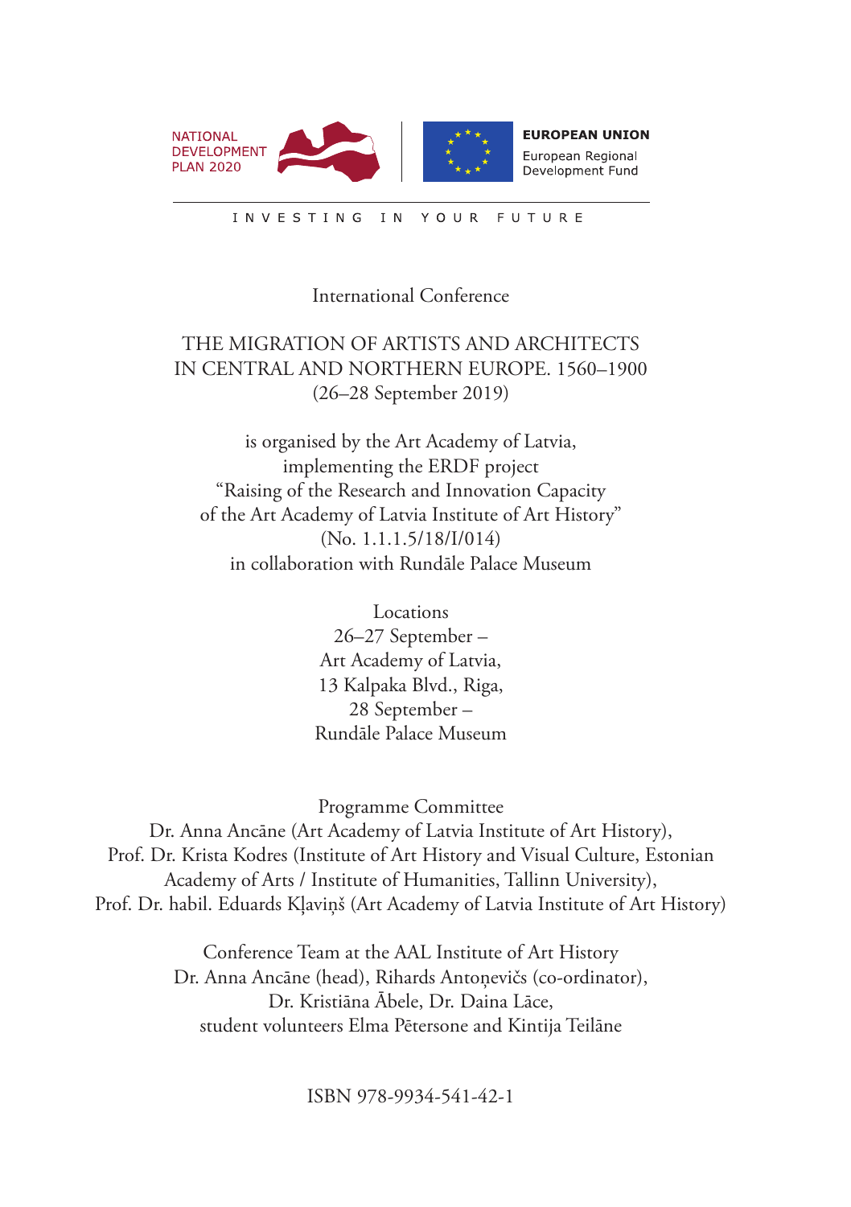NATIONAL DEVELOPMENT PLAN 2020

EUROPEAN UNION
European Regional Development Fund

INVESTING IN YOUR FUTURE

International Conference

# THE MIGRATION OF ARTISTS AND ARCHITECTS IN CENTRAL AND NORTHERN EUROPE. 1560–1900
(26–28 September 2019)

is organised by the Art Academy of Latvia,
implementing the ERDF project
"Raising of the Research and Innovation Capacity
of the Art Academy of Latvia Institute of Art History"
(No. 1.1.1.5/18/I/014)
in collaboration with Rundāle Palace Museum

Locations
26–27 September –
Art Academy of Latvia,
13 Kalpaka Blvd., Riga,
28 September –
Rundāle Palace Museum

Programme Committee
Dr. Anna Ancāne (Art Academy of Latvia Institute of Art History),
Prof. Dr. Krista Kodres (Institute of Art History and Visual Culture, Estonian Academy of Arts / Institute of Humanities, Tallinn University),
Prof. Dr. habil. Eduards Kļaviņš (Art Academy of Latvia Institute of Art History)

Conference Team at the AAL Institute of Art History
Dr. Anna Ancāne (head), Rihards Antoņevičs (co-ordinator),
Dr. Kristiāna Ābele, Dr. Daina Lāce,
student volunteers Elma Pētersone and Kintija Teilāne

ISBN 978-9934-541-42-1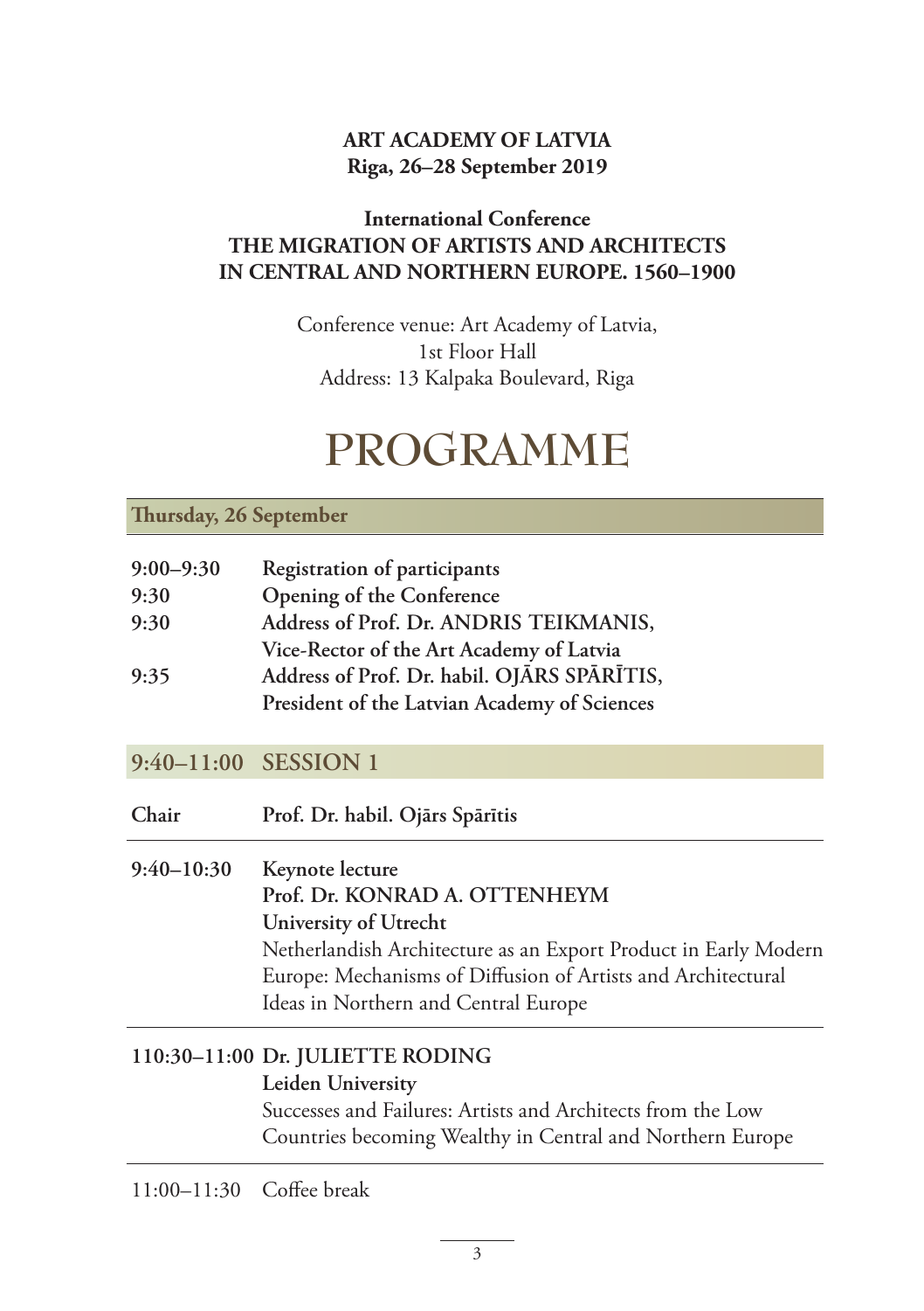**ART ACADEMY OF LATVIA**
**Riga, 26–28 September 2019**

**International Conference**
**THE MIGRATION OF ARTISTS AND ARCHITECTS IN CENTRAL AND NORTHERN EUROPE. 1560–1900**

Conference venue: Art Academy of Latvia,
1st Floor Hall
Address: 13 Kalpaka Boulevard, Riga

# PROGRAMME

## Thursday, 26 September

| | |
|---|---|
| **9:00–9:30** | **Registration of participants** |
| **9:30** | **Opening of the Conference** |
| **9:30** | **Address of Prof. Dr. ANDRIS TEIKMANIS, Vice-Rector of the Art Academy of Latvia** |
| **9:35** | **Address of Prof. Dr. habil. OJĀRS SPĀRĪTIS, President of the Latvian Academy of Sciences** |

### 9:40–11:00 SESSION 1

| | |
|---|---|
| **Chair** | **Prof. Dr. habil. Ojārs Spārītis** |
| **9:40–10:30** | **Keynote lecture**<br>**Prof. Dr. KONRAD A. OTTENHEYM**<br>**University of Utrecht**<br>Netherlandish Architecture as an Export Product in Early Modern Europe: Mechanisms of Diffusion of Artists and Architectural Ideas in Northern and Central Europe |
| **110:30–11:00** | **Dr. JULIETTE RODING**<br>**Leiden University**<br>Successes and Failures: Artists and Architects from the Low Countries becoming Wealthy in Central and Northern Europe |
| 11:00–11:30 | Coffee break |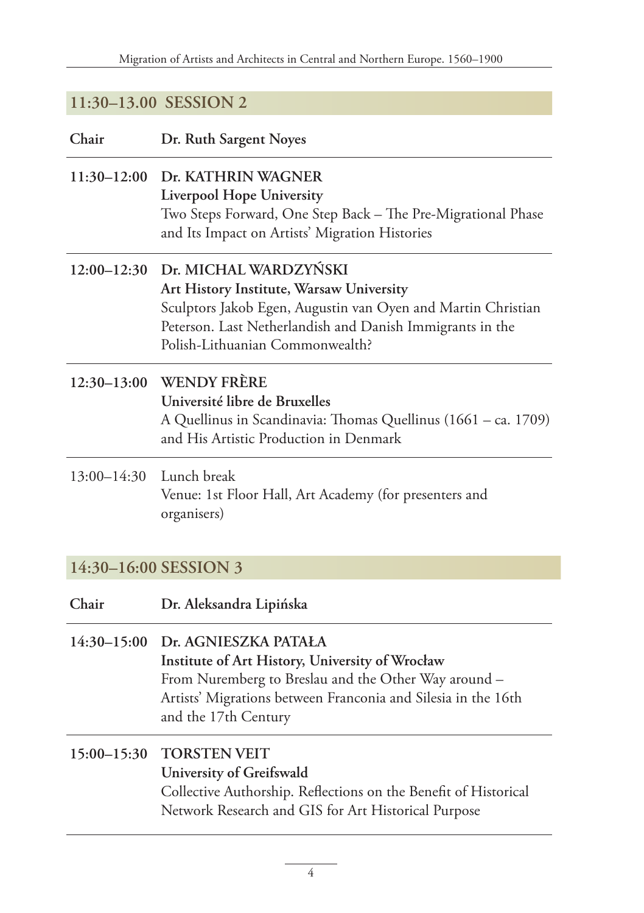## 11:30–13.00 SESSION 2

| | |
|---|---|
| **Chair** | **Dr. Ruth Sargent Noyes** |
| **11:30–12:00** | **Dr. KATHRIN WAGNER**<br>**Liverpool Hope University**<br>Two Steps Forward, One Step Back – The Pre-Migrational Phase and Its Impact on Artists' Migration Histories |
| **12:00–12:30** | **Dr. MICHAL WARDZYŃSKI**<br>**Art History Institute, Warsaw University**<br>Sculptors Jakob Egen, Augustin van Oyen and Martin Christian Peterson. Last Netherlandish and Danish Immigrants in the Polish-Lithuanian Commonwealth? |
| **12:30–13:00** | **WENDY FRÈRE**<br>**Université libre de Bruxelles**<br>A Quellinus in Scandinavia: Thomas Quellinus (1661 – ca. 1709) and His Artistic Production in Denmark |
| 13:00–14:30 | Lunch break<br>Venue: 1st Floor Hall, Art Academy (for presenters and organisers) |

## 14:30–16:00 SESSION 3

| | |
|---|---|
| **Chair** | **Dr. Aleksandra Lipińska** |
| **14:30–15:00** | **Dr. AGNIESZKA PATAŁA**<br>**Institute of Art History, University of Wrocław**<br>From Nuremberg to Breslau and the Other Way around – Artists' Migrations between Franconia and Silesia in the 16th and the 17th Century |
| **15:00–15:30** | **TORSTEN VEIT**<br>**University of Greifswald**<br>Collective Authorship. Reflections on the Benefit of Historical Network Research and GIS for Art Historical Purpose |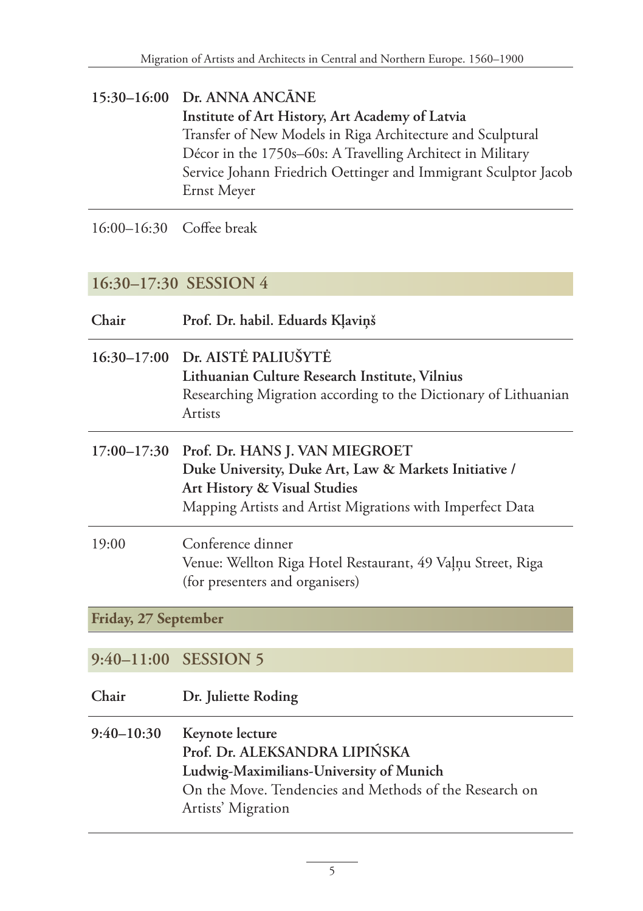**15:30–16:00** **Dr. ANNA ANCĀNE**
**Institute of Art History, Art Academy of Latvia**
Transfer of New Models in Riga Architecture and Sculptural Décor in the 1750s–60s: A Travelling Architect in Military Service Johann Friedrich Oettinger and Immigrant Sculptor Jacob Ernst Meyer

16:00–16:30 Coffee break

## 16:30–17:30 SESSION 4

**Chair** **Prof. Dr. habil. Eduards Kļaviņš**

**16:30–17:00** **Dr. AISTĖ PALIUŠYTĖ**
**Lithuanian Culture Research Institute, Vilnius**
Researching Migration according to the Dictionary of Lithuanian Artists

**17:00–17:30** **Prof. Dr. HANS J. VAN MIEGROET**
**Duke University, Duke Art, Law & Markets Initiative / Art History & Visual Studies**
Mapping Artists and Artist Migrations with Imperfect Data

19:00 Conference dinner
Venue: Wellton Riga Hotel Restaurant, 49 Vaļņu Street, Riga (for presenters and organisers)

## Friday, 27 September

## 9:40–11:00 SESSION 5

**Chair** **Dr. Juliette Roding**

**9:40–10:30** **Keynote lecture**
**Prof. Dr. ALEKSANDRA LIPIŃSKA**
**Ludwig-Maximilians-University of Munich**
On the Move. Tendencies and Methods of the Research on Artists' Migration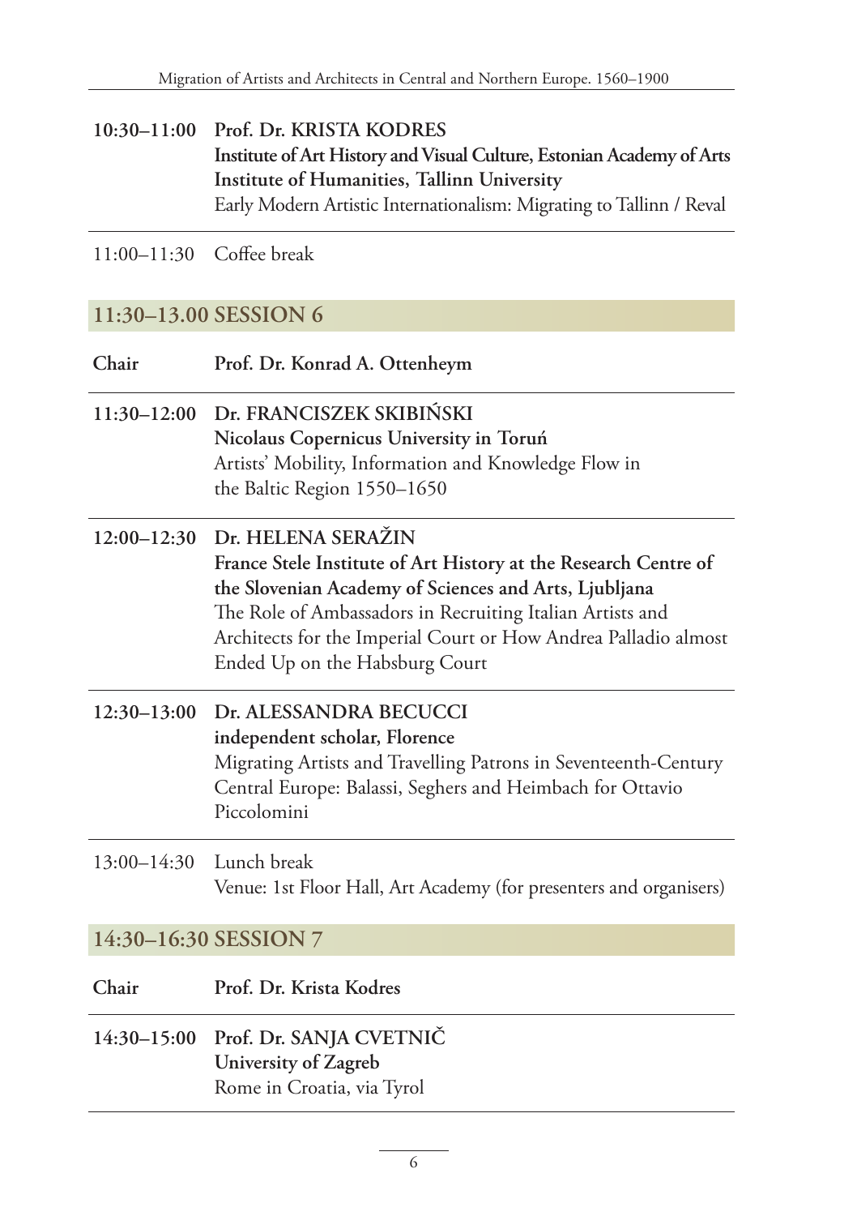**10:30–11:00** **Prof. Dr. KRISTA KODRES**
**Institute of Art History and Visual Culture, Estonian Academy of Arts**
**Institute of Humanities, Tallinn University**
Early Modern Artistic Internationalism: Migrating to Tallinn / Reval

11:00–11:30 Coffee break

## 11:30–13.00 SESSION 6

**Chair** **Prof. Dr. Konrad A. Ottenheym**

**11:30–12:00** **Dr. FRANCISZEK SKIBIŃSKI**
**Nicolaus Copernicus University in Toruń**
Artists' Mobility, Information and Knowledge Flow in the Baltic Region 1550–1650

**12:00–12:30** **Dr. HELENA SERAŽIN**
**France Stele Institute of Art History at the Research Centre of the Slovenian Academy of Sciences and Arts, Ljubljana**
The Role of Ambassadors in Recruiting Italian Artists and Architects for the Imperial Court or How Andrea Palladio almost Ended Up on the Habsburg Court

**12:30–13:00** **Dr. ALESSANDRA BECUCCI**
**independent scholar, Florence**
Migrating Artists and Travelling Patrons in Seventeenth-Century Central Europe: Balassi, Seghers and Heimbach for Ottavio Piccolomini

13:00–14:30 Lunch break
Venue: 1st Floor Hall, Art Academy (for presenters and organisers)

## 14:30–16:30 SESSION 7

**Chair** **Prof. Dr. Krista Kodres**

**14:30–15:00** **Prof. Dr. SANJA CVETNIČ**
**University of Zagreb**
Rome in Croatia, via Tyrol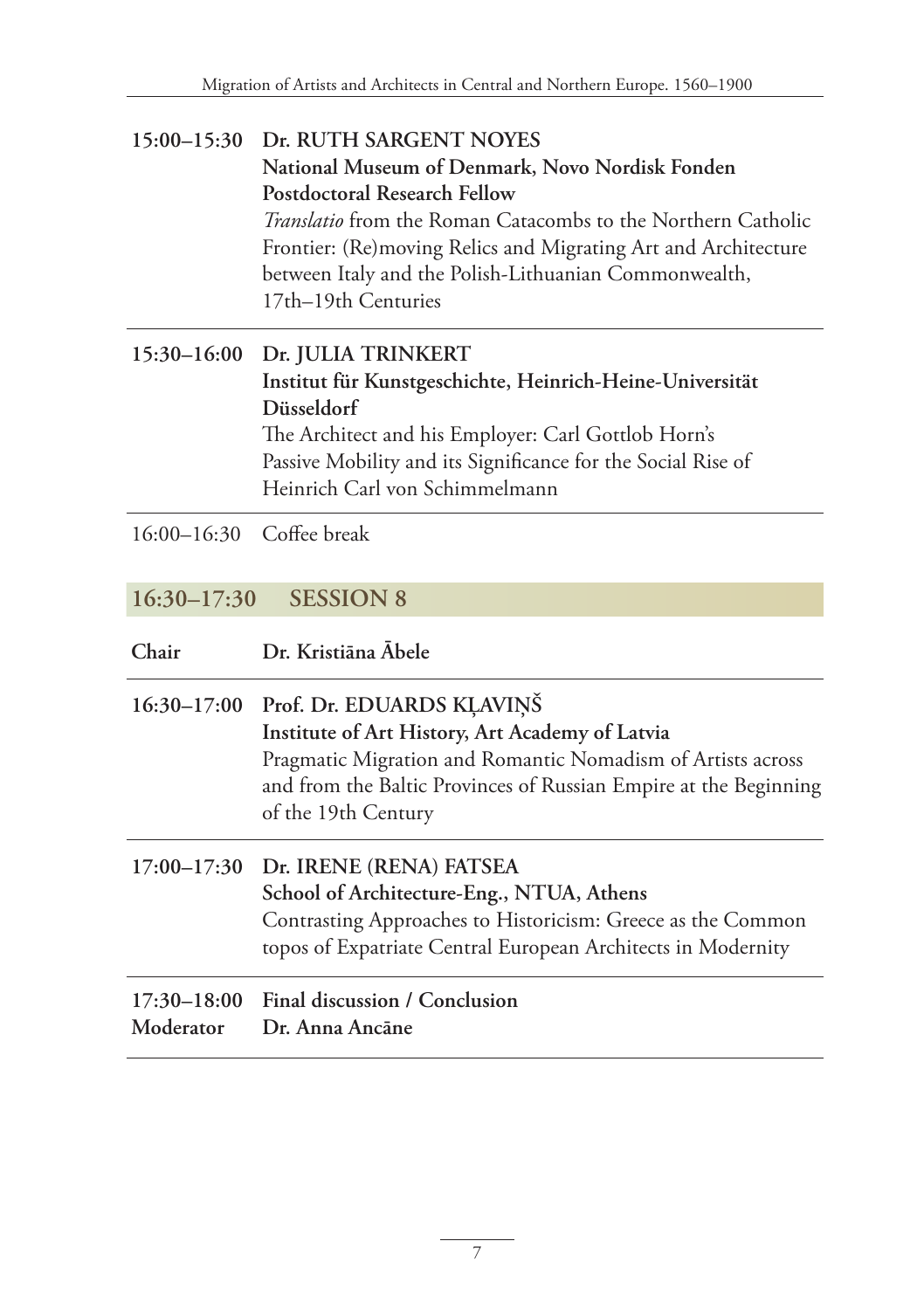**15:00–15:30** **Dr. RUTH SARGENT NOYES**
**National Museum of Denmark, Novo Nordisk Fonden Postdoctoral Research Fellow**
*Translatio* from the Roman Catacombs to the Northern Catholic Frontier: (Re)moving Relics and Migrating Art and Architecture between Italy and the Polish-Lithuanian Commonwealth, 17th–19th Centuries

---

**15:30–16:00** **Dr. JULIA TRINKERT**
**Institut für Kunstgeschichte, Heinrich-Heine-Universität Düsseldorf**
The Architect and his Employer: Carl Gottlob Horn's Passive Mobility and its Significance for the Social Rise of Heinrich Carl von Schimmelmann

---

16:00–16:30 Coffee break

## 16:30–17:30 SESSION 8

**Chair** **Dr. Kristiāna Ābele**

---

**16:30–17:00** **Prof. Dr. EDUARDS KĻAVIŅŠ**
**Institute of Art History, Art Academy of Latvia**
Pragmatic Migration and Romantic Nomadism of Artists across and from the Baltic Provinces of Russian Empire at the Beginning of the 19th Century

---

**17:00–17:30** **Dr. IRENE (RENA) FATSEA**
**School of Architecture-Eng., NTUA, Athens**
Contrasting Approaches to Historicism: Greece as the Common topos of Expatriate Central European Architects in Modernity

---

**17:30–18:00** **Final discussion / Conclusion**
**Moderator** **Dr. Anna Ancāne**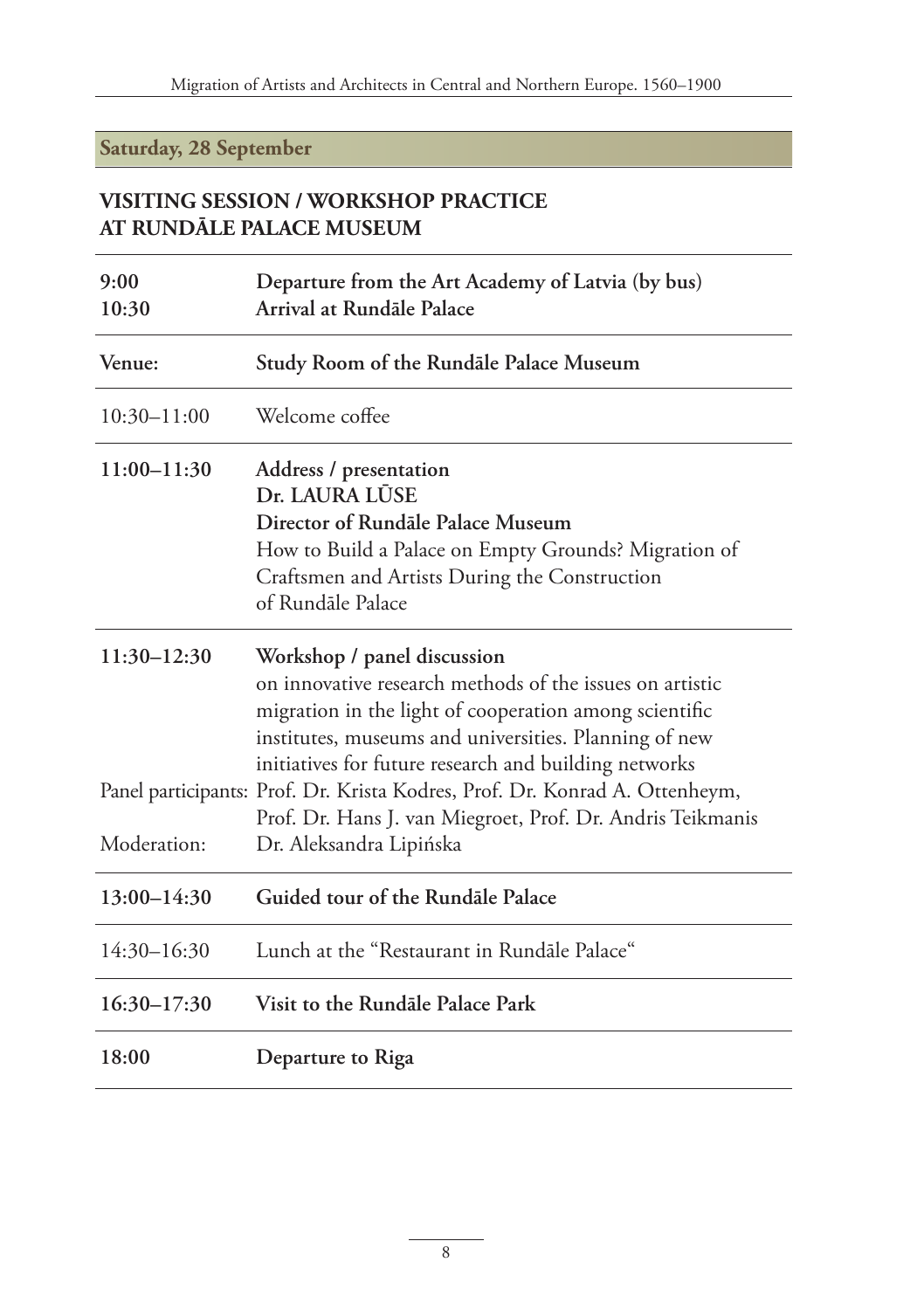## Saturday, 28 September

### VISITING SESSION / WORKSHOP PRACTICE AT RUNDĀLE PALACE MUSEUM

| | |
|---|---|
| **9:00**<br>**10:30** | **Departure from the Art Academy of Latvia (by bus)**<br>**Arrival at Rundāle Palace** |
| **Venue:** | **Study Room of the Rundāle Palace Museum** |
| 10:30–11:00 | Welcome coffee |
| **11:00–11:30** | **Address / presentation**<br>**Dr. LAURA LŪSE**<br>**Director of Rundāle Palace Museum**<br>How to Build a Palace on Empty Grounds? Migration of Craftsmen and Artists During the Construction of Rundāle Palace |
| **11:30–12:30** | **Workshop / panel discussion**<br>on innovative research methods of the issues on artistic migration in the light of cooperation among scientific institutes, museums and universities. Planning of new initiatives for future research and building networks |
| Panel participants: | Prof. Dr. Krista Kodres, Prof. Dr. Konrad A. Ottenheym, Prof. Dr. Hans J. van Miegroet, Prof. Dr. Andris Teikmanis |
| Moderation: | Dr. Aleksandra Lipińska |
| **13:00–14:30** | **Guided tour of the Rundāle Palace** |
| 14:30–16:30 | Lunch at the "Restaurant in Rundāle Palace" |
| **16:30–17:30** | **Visit to the Rundāle Palace Park** |
| **18:00** | **Departure to Riga** |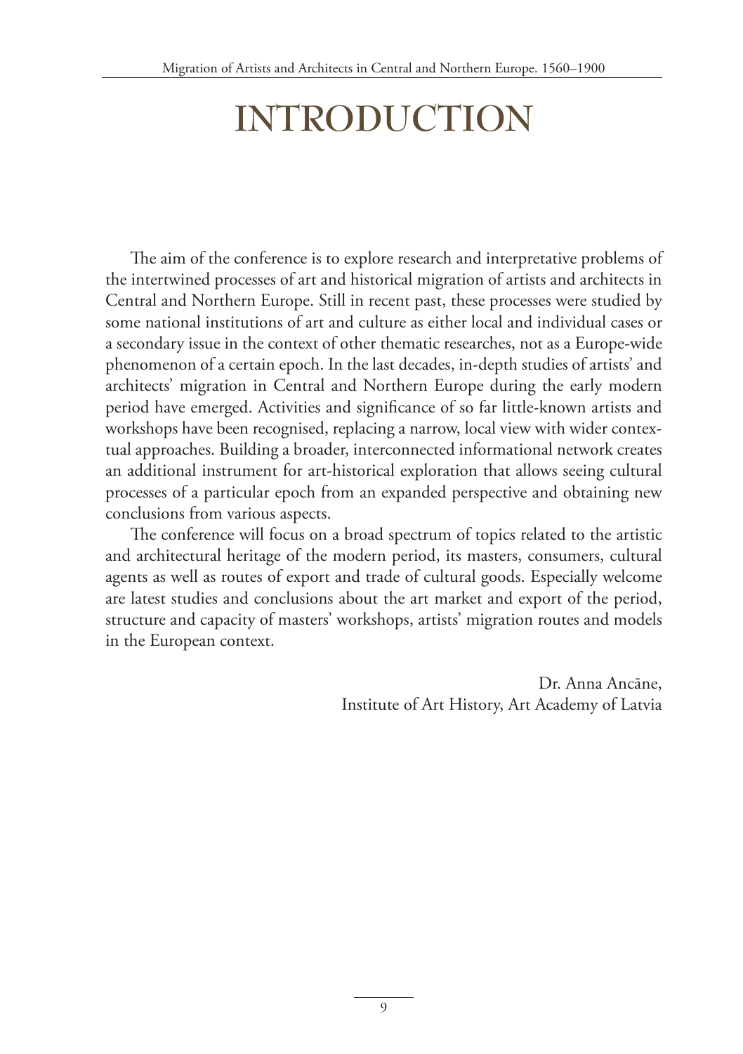# INTRODUCTION

The aim of the conference is to explore research and interpretative problems of the intertwined processes of art and historical migration of artists and architects in Central and Northern Europe. Still in recent past, these processes were studied by some national institutions of art and culture as either local and individual cases or a secondary issue in the context of other thematic researches, not as a Europe-wide phenomenon of a certain epoch. In the last decades, in-depth studies of artists' and architects' migration in Central and Northern Europe during the early modern period have emerged. Activities and significance of so far little-known artists and workshops have been recognised, replacing a narrow, local view with wider contextual approaches. Building a broader, interconnected informational network creates an additional instrument for art-historical exploration that allows seeing cultural processes of a particular epoch from an expanded perspective and obtaining new conclusions from various aspects.

The conference will focus on a broad spectrum of topics related to the artistic and architectural heritage of the modern period, its masters, consumers, cultural agents as well as routes of export and trade of cultural goods. Especially welcome are latest studies and conclusions about the art market and export of the period, structure and capacity of masters' workshops, artists' migration routes and models in the European context.

Dr. Anna Ancāne,
Institute of Art History, Art Academy of Latvia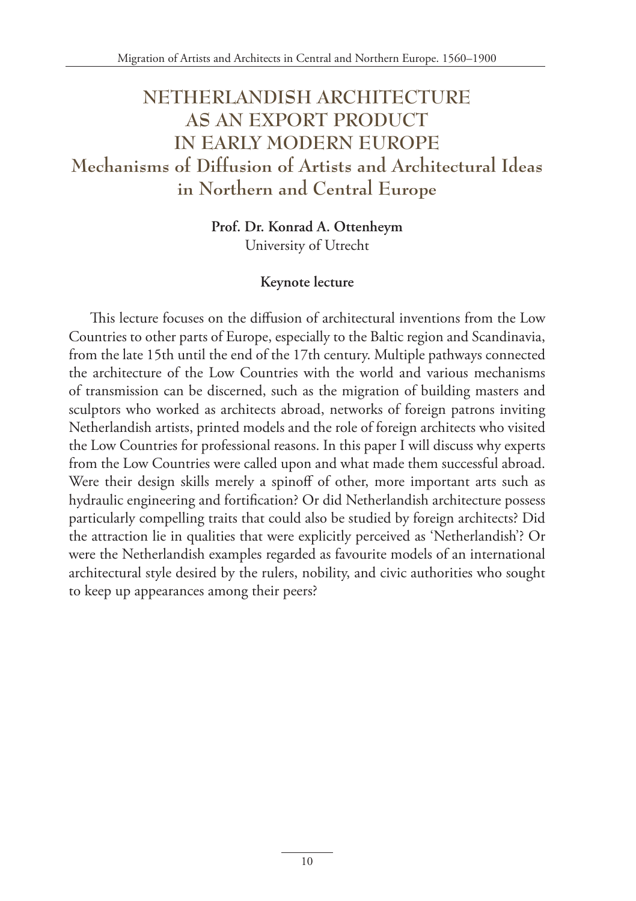# NETHERLANDISH ARCHITECTURE AS AN EXPORT PRODUCT IN EARLY MODERN EUROPE

## Mechanisms of Diffusion of Artists and Architectural Ideas in Northern and Central Europe

**Prof. Dr. Konrad A. Ottenheym**
University of Utrecht

**Keynote lecture**

This lecture focuses on the diffusion of architectural inventions from the Low Countries to other parts of Europe, especially to the Baltic region and Scandinavia, from the late 15th until the end of the 17th century. Multiple pathways connected the architecture of the Low Countries with the world and various mechanisms of transmission can be discerned, such as the migration of building masters and sculptors who worked as architects abroad, networks of foreign patrons inviting Netherlandish artists, printed models and the role of foreign architects who visited the Low Countries for professional reasons. In this paper I will discuss why experts from the Low Countries were called upon and what made them successful abroad. Were their design skills merely a spinoff of other, more important arts such as hydraulic engineering and fortification? Or did Netherlandish architecture possess particularly compelling traits that could also be studied by foreign architects? Did the attraction lie in qualities that were explicitly perceived as 'Netherlandish'? Or were the Netherlandish examples regarded as favourite models of an international architectural style desired by the rulers, nobility, and civic authorities who sought to keep up appearances among their peers?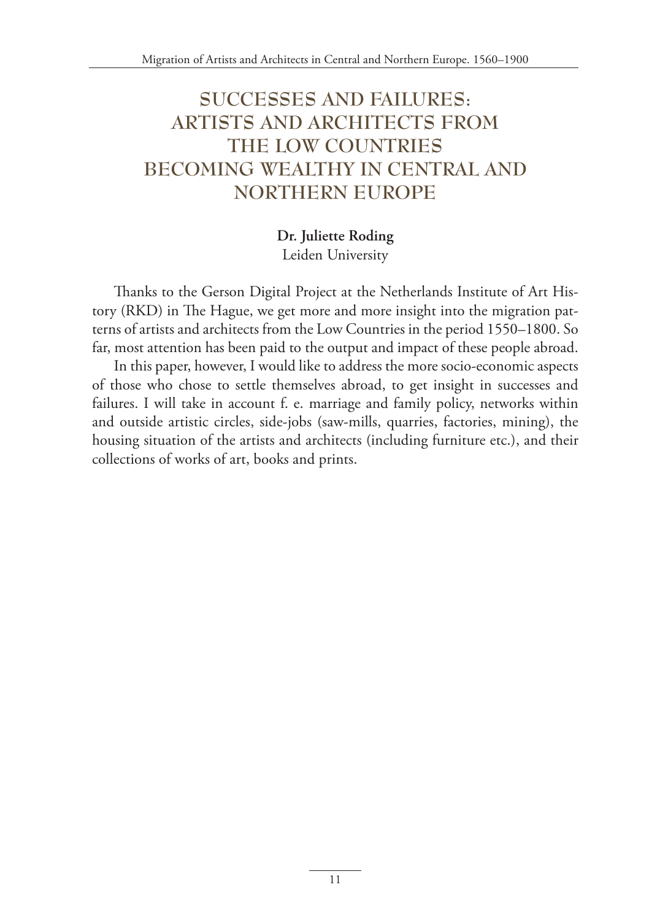# SUCCESSES AND FAILURES: ARTISTS AND ARCHITECTS FROM THE LOW COUNTRIES BECOMING WEALTHY IN CENTRAL AND NORTHERN EUROPE

**Dr. Juliette Roding**
Leiden University

Thanks to the Gerson Digital Project at the Netherlands Institute of Art History (RKD) in The Hague, we get more and more insight into the migration patterns of artists and architects from the Low Countries in the period 1550–1800. So far, most attention has been paid to the output and impact of these people abroad.

In this paper, however, I would like to address the more socio-economic aspects of those who chose to settle themselves abroad, to get insight in successes and failures. I will take in account f. e. marriage and family policy, networks within and outside artistic circles, side-jobs (saw-mills, quarries, factories, mining), the housing situation of the artists and architects (including furniture etc.), and their collections of works of art, books and prints.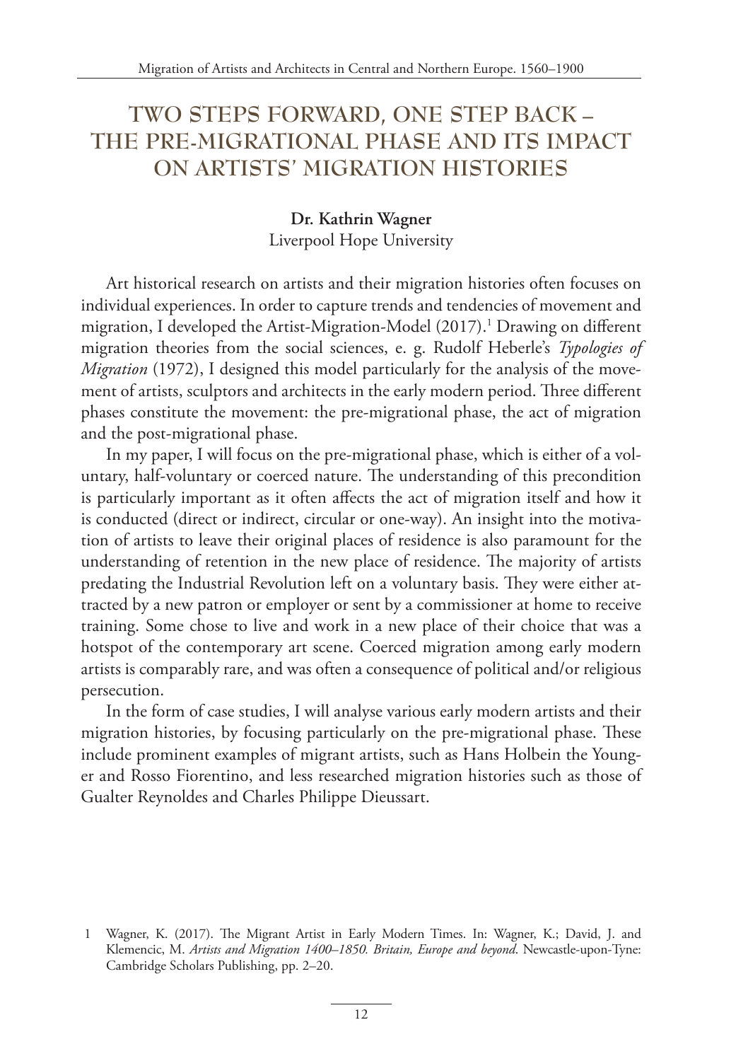# TWO STEPS FORWARD, ONE STEP BACK – THE PRE-MIGRATIONAL PHASE AND ITS IMPACT ON ARTISTS' MIGRATION HISTORIES

**Dr. Kathrin Wagner**
Liverpool Hope University

Art historical research on artists and their migration histories often focuses on individual experiences. In order to capture trends and tendencies of movement and migration, I developed the Artist-Migration-Model (2017).[1] Drawing on different migration theories from the social sciences, e. g. Rudolf Heberle's *Typologies of Migration* (1972), I designed this model particularly for the analysis of the movement of artists, sculptors and architects in the early modern period. Three different phases constitute the movement: the pre-migrational phase, the act of migration and the post-migrational phase.

In my paper, I will focus on the pre-migrational phase, which is either of a voluntary, half-voluntary or coerced nature. The understanding of this precondition is particularly important as it often affects the act of migration itself and how it is conducted (direct or indirect, circular or one-way). An insight into the motivation of artists to leave their original places of residence is also paramount for the understanding of retention in the new place of residence. The majority of artists predating the Industrial Revolution left on a voluntary basis. They were either attracted by a new patron or employer or sent by a commissioner at home to receive training. Some chose to live and work in a new place of their choice that was a hotspot of the contemporary art scene. Coerced migration among early modern artists is comparably rare, and was often a consequence of political and/or religious persecution.

In the form of case studies, I will analyse various early modern artists and their migration histories, by focusing particularly on the pre-migrational phase. These include prominent examples of migrant artists, such as Hans Holbein the Younger and Rosso Fiorentino, and less researched migration histories such as those of Gualter Reynoldes and Charles Philippe Dieussart.

1 Wagner, K. (2017). The Migrant Artist in Early Modern Times. In: Wagner, K.; David, J. and Klemencic, M. *Artists and Migration 1400–1850. Britain, Europe and beyond*. Newcastle-upon-Tyne: Cambridge Scholars Publishing, pp. 2–20.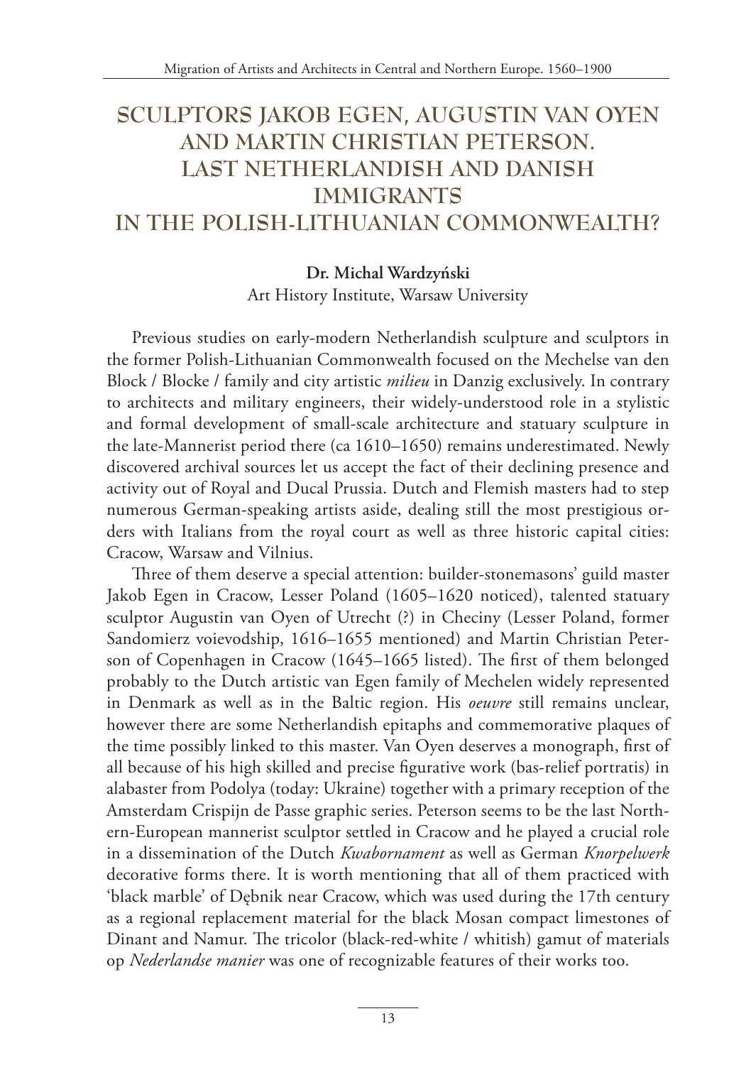# SCULPTORS JAKOB EGEN, AUGUSTIN VAN OYEN AND MARTIN CHRISTIAN PETERSON. LAST NETHERLANDISH AND DANISH IMMIGRANTS IN THE POLISH-LITHUANIAN COMMONWEALTH?

**Dr. Michal Wardzyński**
Art History Institute, Warsaw University

Previous studies on early-modern Netherlandish sculpture and sculptors in the former Polish-Lithuanian Commonwealth focused on the Mechelse van den Block / Blocke / family and city artistic *milieu* in Danzig exclusively. In contrary to architects and military engineers, their widely-understood role in a stylistic and formal development of small-scale architecture and statuary sculpture in the late-Mannerist period there (ca 1610–1650) remains underestimated. Newly discovered archival sources let us accept the fact of their declining presence and activity out of Royal and Ducal Prussia. Dutch and Flemish masters had to step numerous German-speaking artists aside, dealing still the most prestigious orders with Italians from the royal court as well as three historic capital cities: Cracow, Warsaw and Vilnius.

Three of them deserve a special attention: builder-stonemasons' guild master Jakob Egen in Cracow, Lesser Poland (1605–1620 noticed), talented statuary sculptor Augustin van Oyen of Utrecht (?) in Checiny (Lesser Poland, former Sandomierz voievodship, 1616–1655 mentioned) and Martin Christian Peterson of Copenhagen in Cracow (1645–1665 listed). The first of them belonged probably to the Dutch artistic van Egen family of Mechelen widely represented in Denmark as well as in the Baltic region. His *oeuvre* still remains unclear, however there are some Netherlandish epitaphs and commemorative plaques of the time possibly linked to this master. Van Oyen deserves a monograph, first of all because of his high skilled and precise figurative work (bas-relief portratis) in alabaster from Podolya (today: Ukraine) together with a primary reception of the Amsterdam Crispijn de Passe graphic series. Peterson seems to be the last Northern-European mannerist sculptor settled in Cracow and he played a crucial role in a dissemination of the Dutch *Kwabornament* as well as German *Knorpelwerk* decorative forms there. It is worth mentioning that all of them practiced with 'black marble' of Dębnik near Cracow, which was used during the 17th century as a regional replacement material for the black Mosan compact limestones of Dinant and Namur. The tricolor (black-red-white / whitish) gamut of materials op *Nederlandse manier* was one of recognizable features of their works too.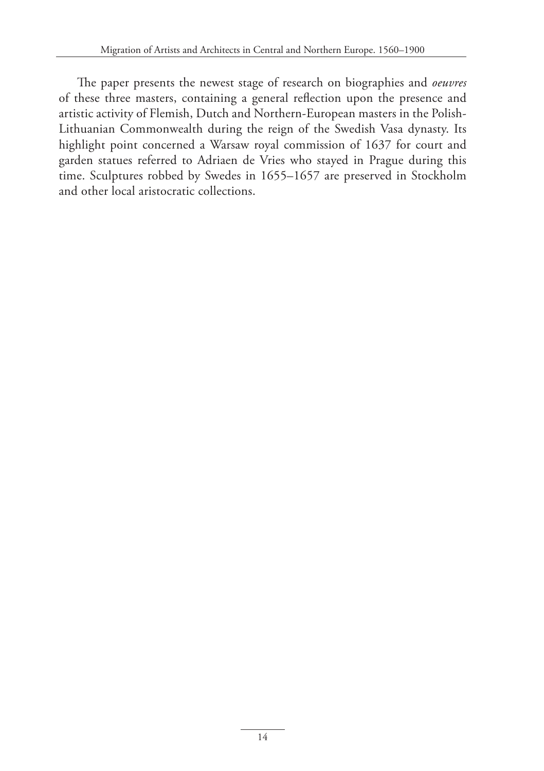The paper presents the newest stage of research on biographies and *oeuvres* of these three masters, containing a general reflection upon the presence and artistic activity of Flemish, Dutch and Northern-European masters in the Polish-Lithuanian Commonwealth during the reign of the Swedish Vasa dynasty. Its highlight point concerned a Warsaw royal commission of 1637 for court and garden statues referred to Adriaen de Vries who stayed in Prague during this time. Sculptures robbed by Swedes in 1655–1657 are preserved in Stockholm and other local aristocratic collections.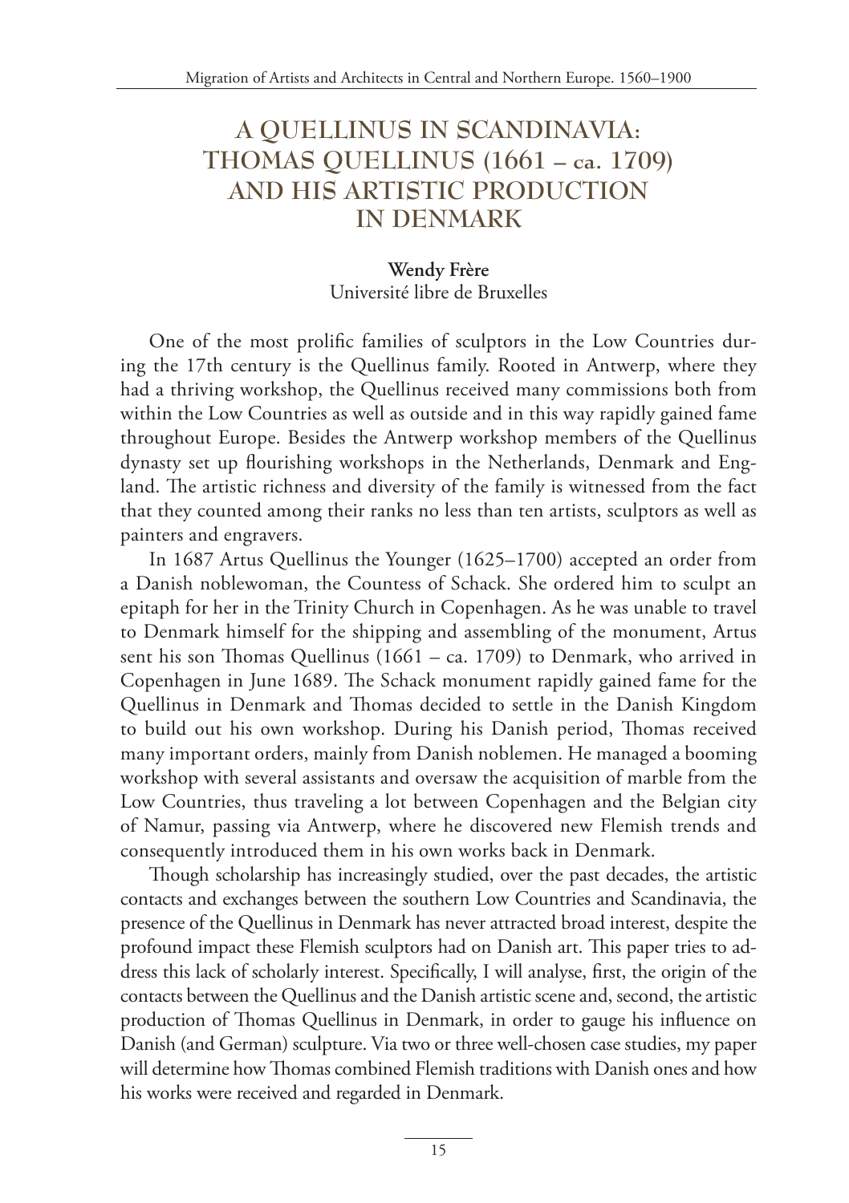# A QUELLINUS IN SCANDINAVIA: THOMAS QUELLINUS (1661 – ca. 1709) AND HIS ARTISTIC PRODUCTION IN DENMARK

**Wendy Frère**
Université libre de Bruxelles

One of the most prolific families of sculptors in the Low Countries during the 17th century is the Quellinus family. Rooted in Antwerp, where they had a thriving workshop, the Quellinus received many commissions both from within the Low Countries as well as outside and in this way rapidly gained fame throughout Europe. Besides the Antwerp workshop members of the Quellinus dynasty set up flourishing workshops in the Netherlands, Denmark and England. The artistic richness and diversity of the family is witnessed from the fact that they counted among their ranks no less than ten artists, sculptors as well as painters and engravers.

In 1687 Artus Quellinus the Younger (1625–1700) accepted an order from a Danish noblewoman, the Countess of Schack. She ordered him to sculpt an epitaph for her in the Trinity Church in Copenhagen. As he was unable to travel to Denmark himself for the shipping and assembling of the monument, Artus sent his son Thomas Quellinus (1661 – ca. 1709) to Denmark, who arrived in Copenhagen in June 1689. The Schack monument rapidly gained fame for the Quellinus in Denmark and Thomas decided to settle in the Danish Kingdom to build out his own workshop. During his Danish period, Thomas received many important orders, mainly from Danish noblemen. He managed a booming workshop with several assistants and oversaw the acquisition of marble from the Low Countries, thus traveling a lot between Copenhagen and the Belgian city of Namur, passing via Antwerp, where he discovered new Flemish trends and consequently introduced them in his own works back in Denmark.

Though scholarship has increasingly studied, over the past decades, the artistic contacts and exchanges between the southern Low Countries and Scandinavia, the presence of the Quellinus in Denmark has never attracted broad interest, despite the profound impact these Flemish sculptors had on Danish art. This paper tries to address this lack of scholarly interest. Specifically, I will analyse, first, the origin of the contacts between the Quellinus and the Danish artistic scene and, second, the artistic production of Thomas Quellinus in Denmark, in order to gauge his influence on Danish (and German) sculpture. Via two or three well-chosen case studies, my paper will determine how Thomas combined Flemish traditions with Danish ones and how his works were received and regarded in Denmark.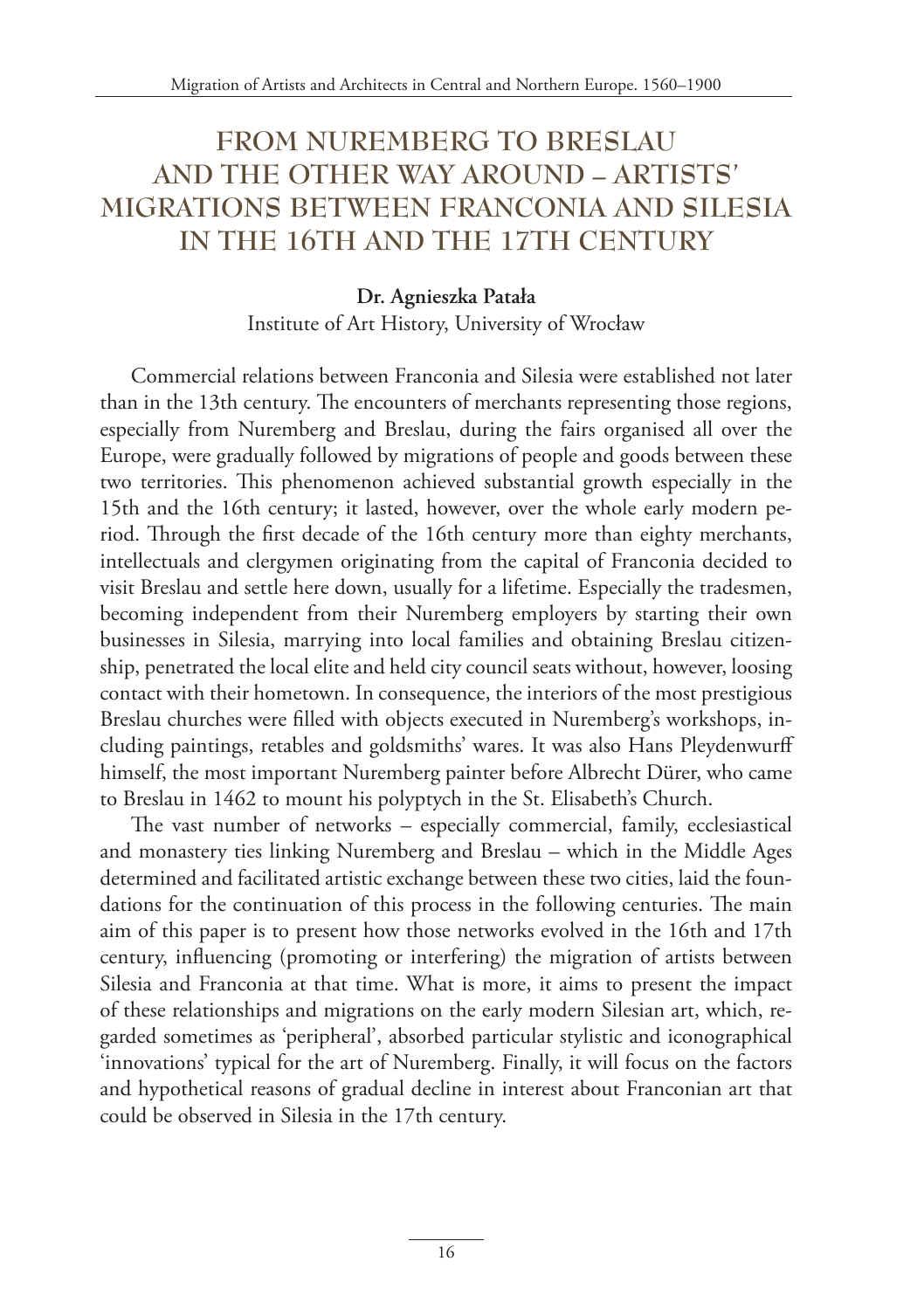# FROM NUREMBERG TO BRESLAU AND THE OTHER WAY AROUND – ARTISTS' MIGRATIONS BETWEEN FRANCONIA AND SILESIA IN THE 16TH AND THE 17TH CENTURY

**Dr. Agnieszka Patała**
Institute of Art History, University of Wrocław

Commercial relations between Franconia and Silesia were established not later than in the 13th century. The encounters of merchants representing those regions, especially from Nuremberg and Breslau, during the fairs organised all over the Europe, were gradually followed by migrations of people and goods between these two territories. This phenomenon achieved substantial growth especially in the 15th and the 16th century; it lasted, however, over the whole early modern period. Through the first decade of the 16th century more than eighty merchants, intellectuals and clergymen originating from the capital of Franconia decided to visit Breslau and settle here down, usually for a lifetime. Especially the tradesmen, becoming independent from their Nuremberg employers by starting their own businesses in Silesia, marrying into local families and obtaining Breslau citizenship, penetrated the local elite and held city council seats without, however, loosing contact with their hometown. In consequence, the interiors of the most prestigious Breslau churches were filled with objects executed in Nuremberg's workshops, including paintings, retables and goldsmiths' wares. It was also Hans Pleydenwurff himself, the most important Nuremberg painter before Albrecht Dürer, who came to Breslau in 1462 to mount his polyptych in the St. Elisabeth's Church.

The vast number of networks – especially commercial, family, ecclesiastical and monastery ties linking Nuremberg and Breslau – which in the Middle Ages determined and facilitated artistic exchange between these two cities, laid the foundations for the continuation of this process in the following centuries. The main aim of this paper is to present how those networks evolved in the 16th and 17th century, influencing (promoting or interfering) the migration of artists between Silesia and Franconia at that time. What is more, it aims to present the impact of these relationships and migrations on the early modern Silesian art, which, regarded sometimes as 'peripheral', absorbed particular stylistic and iconographical 'innovations' typical for the art of Nuremberg. Finally, it will focus on the factors and hypothetical reasons of gradual decline in interest about Franconian art that could be observed in Silesia in the 17th century.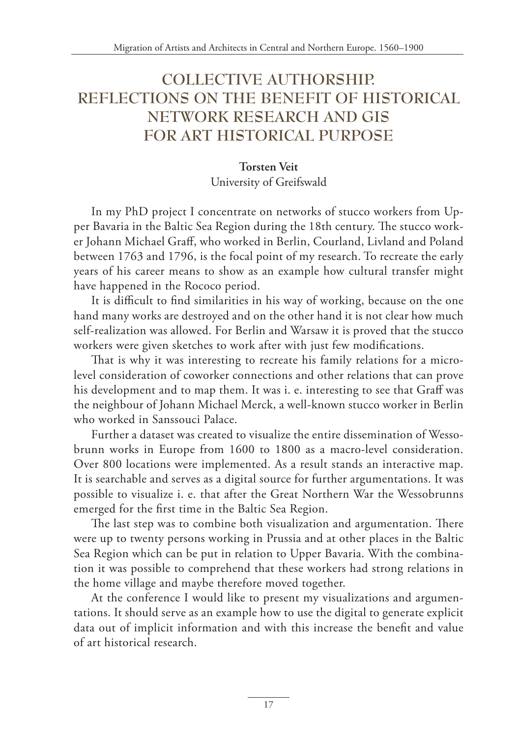# COLLECTIVE AUTHORSHIP. REFLECTIONS ON THE BENEFIT OF HISTORICAL NETWORK RESEARCH AND GIS FOR ART HISTORICAL PURPOSE

**Torsten Veit**

University of Greifswald

In my PhD project I concentrate on networks of stucco workers from Upper Bavaria in the Baltic Sea Region during the 18th century. The stucco worker Johann Michael Graff, who worked in Berlin, Courland, Livland and Poland between 1763 and 1796, is the focal point of my research. To recreate the early years of his career means to show as an example how cultural transfer might have happened in the Rococo period.

It is difficult to find similarities in his way of working, because on the one hand many works are destroyed and on the other hand it is not clear how much self-realization was allowed. For Berlin and Warsaw it is proved that the stucco workers were given sketches to work after with just few modifications.

That is why it was interesting to recreate his family relations for a micro-level consideration of coworker connections and other relations that can prove his development and to map them. It was i. e. interesting to see that Graff was the neighbour of Johann Michael Merck, a well-known stucco worker in Berlin who worked in Sanssouci Palace.

Further a dataset was created to visualize the entire dissemination of Wessobrunn works in Europe from 1600 to 1800 as a macro-level consideration. Over 800 locations were implemented. As a result stands an interactive map. It is searchable and serves as a digital source for further argumentations. It was possible to visualize i. e. that after the Great Northern War the Wessobrunns emerged for the first time in the Baltic Sea Region.

The last step was to combine both visualization and argumentation. There were up to twenty persons working in Prussia and at other places in the Baltic Sea Region which can be put in relation to Upper Bavaria. With the combination it was possible to comprehend that these workers had strong relations in the home village and maybe therefore moved together.

At the conference I would like to present my visualizations and argumentations. It should serve as an example how to use the digital to generate explicit data out of implicit information and with this increase the benefit and value of art historical research.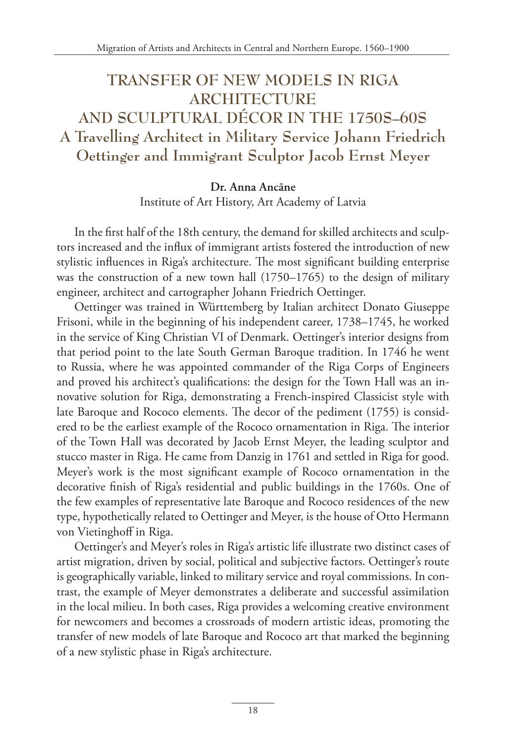# TRANSFER OF NEW MODELS IN RIGA ARCHITECTURE AND SCULPTURAL DÉCOR IN THE 1750S–60S

## A Travelling Architect in Military Service Johann Friedrich Oettinger and Immigrant Sculptor Jacob Ernst Meyer

**Dr. Anna Ancāne**

Institute of Art History, Art Academy of Latvia

In the first half of the 18th century, the demand for skilled architects and sculptors increased and the influx of immigrant artists fostered the introduction of new stylistic influences in Riga's architecture. The most significant building enterprise was the construction of a new town hall (1750–1765) to the design of military engineer, architect and cartographer Johann Friedrich Oettinger.

Oettinger was trained in Württemberg by Italian architect Donato Giuseppe Frisoni, while in the beginning of his independent career, 1738–1745, he worked in the service of King Christian VI of Denmark. Oettinger's interior designs from that period point to the late South German Baroque tradition. In 1746 he went to Russia, where he was appointed commander of the Riga Corps of Engineers and proved his architect's qualifications: the design for the Town Hall was an innovative solution for Riga, demonstrating a French-inspired Classicist style with late Baroque and Rococo elements. The decor of the pediment (1755) is considered to be the earliest example of the Rococo ornamentation in Riga. The interior of the Town Hall was decorated by Jacob Ernst Meyer, the leading sculptor and stucco master in Riga. He came from Danzig in 1761 and settled in Riga for good. Meyer's work is the most significant example of Rococo ornamentation in the decorative finish of Riga's residential and public buildings in the 1760s. One of the few examples of representative late Baroque and Rococo residences of the new type, hypothetically related to Oettinger and Meyer, is the house of Otto Hermann von Vietinghoff in Riga.

Oettinger's and Meyer's roles in Riga's artistic life illustrate two distinct cases of artist migration, driven by social, political and subjective factors. Oettinger's route is geographically variable, linked to military service and royal commissions. In contrast, the example of Meyer demonstrates a deliberate and successful assimilation in the local milieu. In both cases, Riga provides a welcoming creative environment for newcomers and becomes a crossroads of modern artistic ideas, promoting the transfer of new models of late Baroque and Rococo art that marked the beginning of a new stylistic phase in Riga's architecture.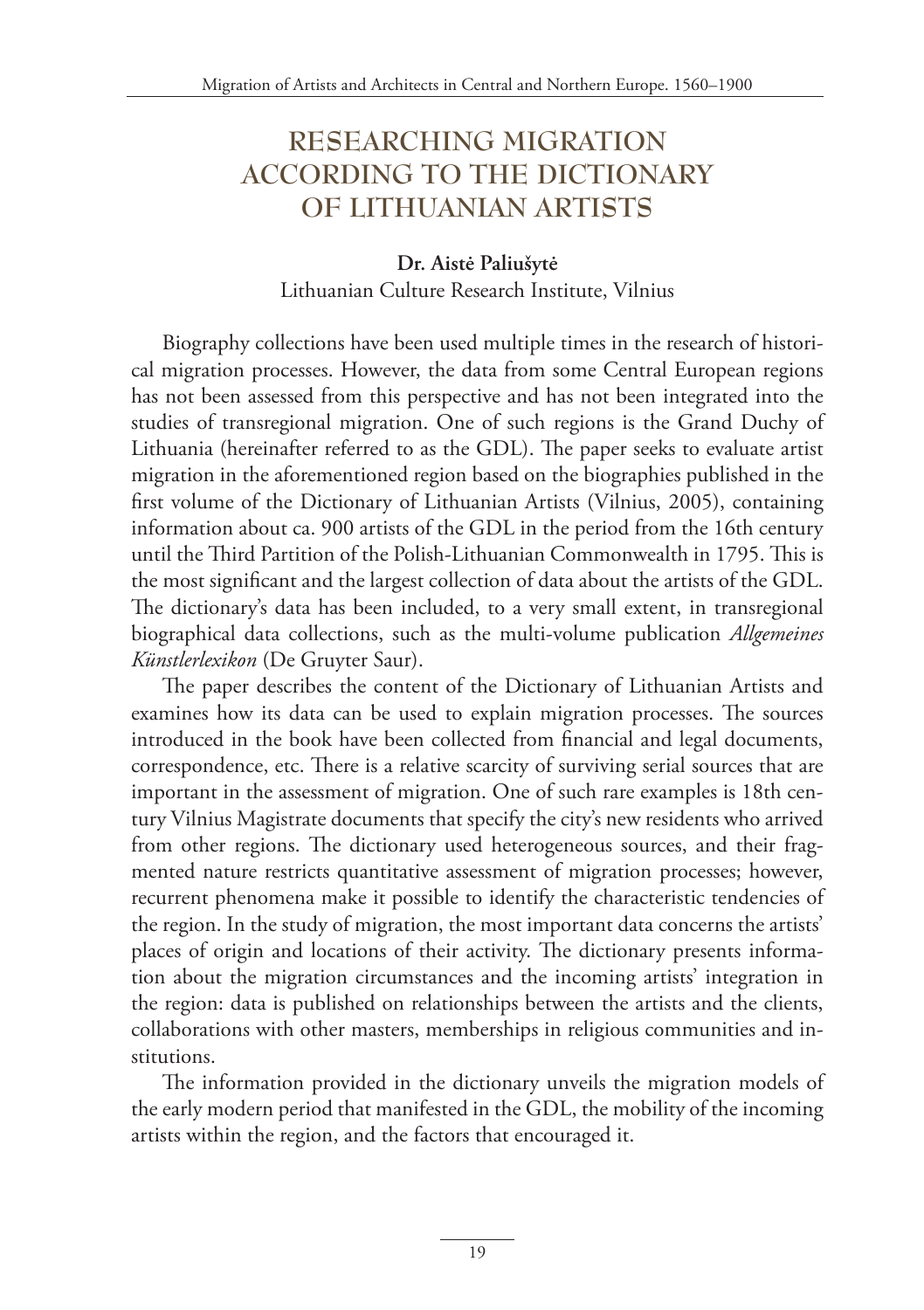# RESEARCHING MIGRATION ACCORDING TO THE DICTIONARY OF LITHUANIAN ARTISTS

**Dr. Aistė Paliušytė**
Lithuanian Culture Research Institute, Vilnius

Biography collections have been used multiple times in the research of historical migration processes. However, the data from some Central European regions has not been assessed from this perspective and has not been integrated into the studies of transregional migration. One of such regions is the Grand Duchy of Lithuania (hereinafter referred to as the GDL). The paper seeks to evaluate artist migration in the aforementioned region based on the biographies published in the first volume of the Dictionary of Lithuanian Artists (Vilnius, 2005), containing information about ca. 900 artists of the GDL in the period from the 16th century until the Third Partition of the Polish-Lithuanian Commonwealth in 1795. This is the most significant and the largest collection of data about the artists of the GDL. The dictionary's data has been included, to a very small extent, in transregional biographical data collections, such as the multi-volume publication *Allgemeines Künstlerlexikon* (De Gruyter Saur).

The paper describes the content of the Dictionary of Lithuanian Artists and examines how its data can be used to explain migration processes. The sources introduced in the book have been collected from financial and legal documents, correspondence, etc. There is a relative scarcity of surviving serial sources that are important in the assessment of migration. One of such rare examples is 18th century Vilnius Magistrate documents that specify the city's new residents who arrived from other regions. The dictionary used heterogeneous sources, and their fragmented nature restricts quantitative assessment of migration processes; however, recurrent phenomena make it possible to identify the characteristic tendencies of the region. In the study of migration, the most important data concerns the artists' places of origin and locations of their activity. The dictionary presents information about the migration circumstances and the incoming artists' integration in the region: data is published on relationships between the artists and the clients, collaborations with other masters, memberships in religious communities and institutions.

The information provided in the dictionary unveils the migration models of the early modern period that manifested in the GDL, the mobility of the incoming artists within the region, and the factors that encouraged it.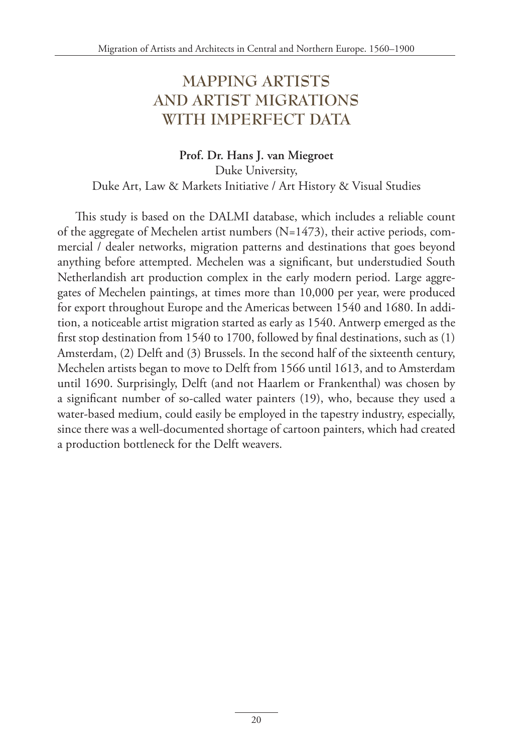# MAPPING ARTISTS AND ARTIST MIGRATIONS WITH IMPERFECT DATA

**Prof. Dr. Hans J. van Miegroet**
Duke University,
Duke Art, Law & Markets Initiative / Art History & Visual Studies

This study is based on the DALMI database, which includes a reliable count of the aggregate of Mechelen artist numbers (N=1473), their active periods, commercial / dealer networks, migration patterns and destinations that goes beyond anything before attempted. Mechelen was a significant, but understudied South Netherlandish art production complex in the early modern period. Large aggregates of Mechelen paintings, at times more than 10,000 per year, were produced for export throughout Europe and the Americas between 1540 and 1680. In addition, a noticeable artist migration started as early as 1540. Antwerp emerged as the first stop destination from 1540 to 1700, followed by final destinations, such as (1) Amsterdam, (2) Delft and (3) Brussels. In the second half of the sixteenth century, Mechelen artists began to move to Delft from 1566 until 1613, and to Amsterdam until 1690. Surprisingly, Delft (and not Haarlem or Frankenthal) was chosen by a significant number of so-called water painters (19), who, because they used a water-based medium, could easily be employed in the tapestry industry, especially, since there was a well-documented shortage of cartoon painters, which had created a production bottleneck for the Delft weavers.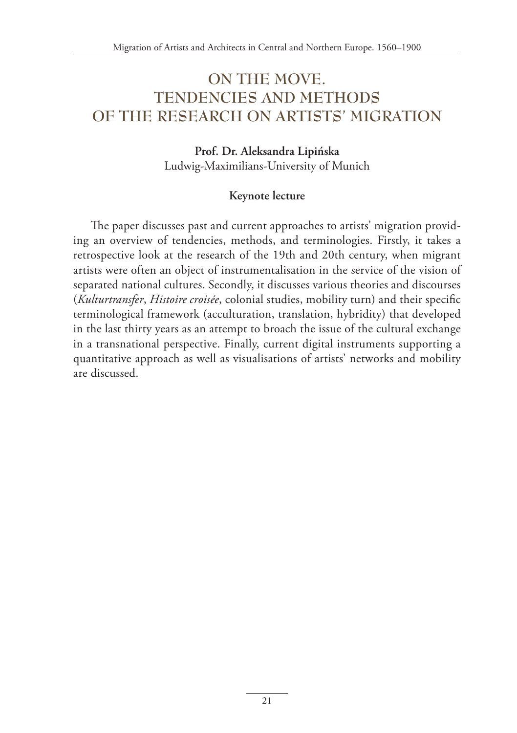# ON THE MOVE. TENDENCIES AND METHODS OF THE RESEARCH ON ARTISTS' MIGRATION

**Prof. Dr. Aleksandra Lipińska**
Ludwig-Maximilians-University of Munich

**Keynote lecture**

The paper discusses past and current approaches to artists' migration providing an overview of tendencies, methods, and terminologies. Firstly, it takes a retrospective look at the research of the 19th and 20th century, when migrant artists were often an object of instrumentalisation in the service of the vision of separated national cultures. Secondly, it discusses various theories and discourses (*Kulturtransfer*, *Histoire croisée*, colonial studies, mobility turn) and their specific terminological framework (acculturation, translation, hybridity) that developed in the last thirty years as an attempt to broach the issue of the cultural exchange in a transnational perspective. Finally, current digital instruments supporting a quantitative approach as well as visualisations of artists' networks and mobility are discussed.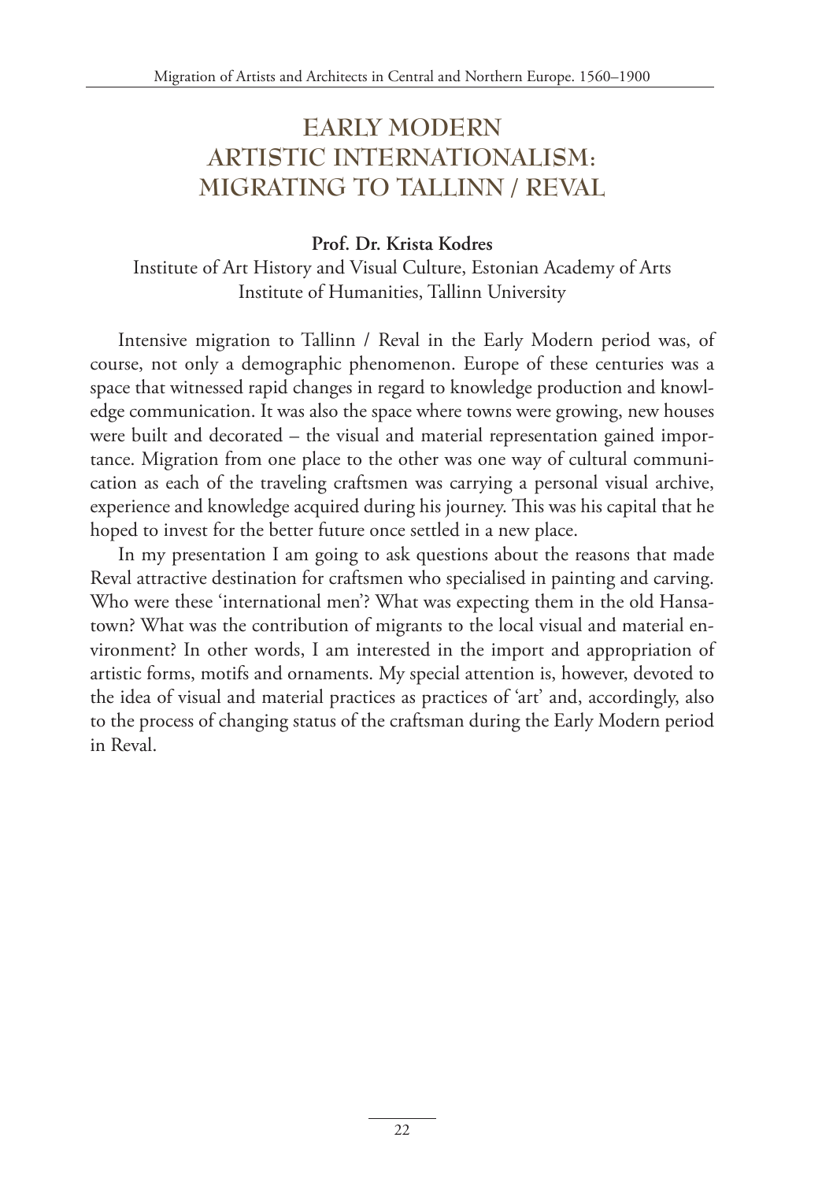# EARLY MODERN ARTISTIC INTERNATIONALISM: MIGRATING TO TALLINN / REVAL

**Prof. Dr. Krista Kodres**

Institute of Art History and Visual Culture, Estonian Academy of Arts
Institute of Humanities, Tallinn University

Intensive migration to Tallinn / Reval in the Early Modern period was, of course, not only a demographic phenomenon. Europe of these centuries was a space that witnessed rapid changes in regard to knowledge production and knowledge communication. It was also the space where towns were growing, new houses were built and decorated – the visual and material representation gained importance. Migration from one place to the other was one way of cultural communication as each of the traveling craftsmen was carrying a personal visual archive, experience and knowledge acquired during his journey. This was his capital that he hoped to invest for the better future once settled in a new place.

In my presentation I am going to ask questions about the reasons that made Reval attractive destination for craftsmen who specialised in painting and carving. Who were these 'international men'? What was expecting them in the old Hansatown? What was the contribution of migrants to the local visual and material environment? In other words, I am interested in the import and appropriation of artistic forms, motifs and ornaments. My special attention is, however, devoted to the idea of visual and material practices as practices of 'art' and, accordingly, also to the process of changing status of the craftsman during the Early Modern period in Reval.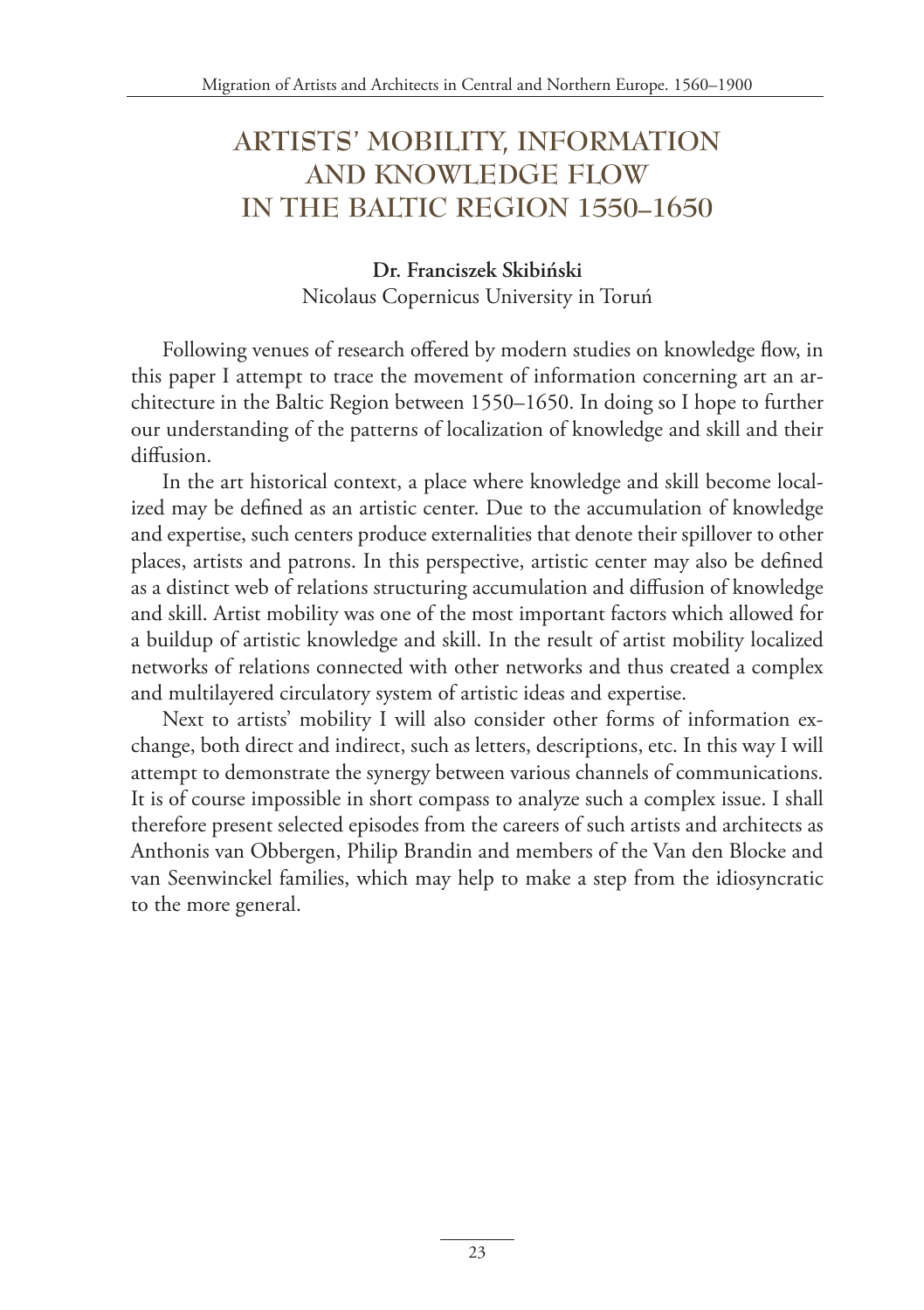# ARTISTS' MOBILITY, INFORMATION AND KNOWLEDGE FLOW IN THE BALTIC REGION 1550–1650

**Dr. Franciszek Skibiński**
Nicolaus Copernicus University in Toruń

Following venues of research offered by modern studies on knowledge flow, in this paper I attempt to trace the movement of information concerning art an architecture in the Baltic Region between 1550–1650. In doing so I hope to further our understanding of the patterns of localization of knowledge and skill and their diffusion.

In the art historical context, a place where knowledge and skill become localized may be defined as an artistic center. Due to the accumulation of knowledge and expertise, such centers produce externalities that denote their spillover to other places, artists and patrons. In this perspective, artistic center may also be defined as a distinct web of relations structuring accumulation and diffusion of knowledge and skill. Artist mobility was one of the most important factors which allowed for a buildup of artistic knowledge and skill. In the result of artist mobility localized networks of relations connected with other networks and thus created a complex and multilayered circulatory system of artistic ideas and expertise.

Next to artists' mobility I will also consider other forms of information exchange, both direct and indirect, such as letters, descriptions, etc. In this way I will attempt to demonstrate the synergy between various channels of communications. It is of course impossible in short compass to analyze such a complex issue. I shall therefore present selected episodes from the careers of such artists and architects as Anthonis van Obbergen, Philip Brandin and members of the Van den Blocke and van Seenwinckel families, which may help to make a step from the idiosyncratic to the more general.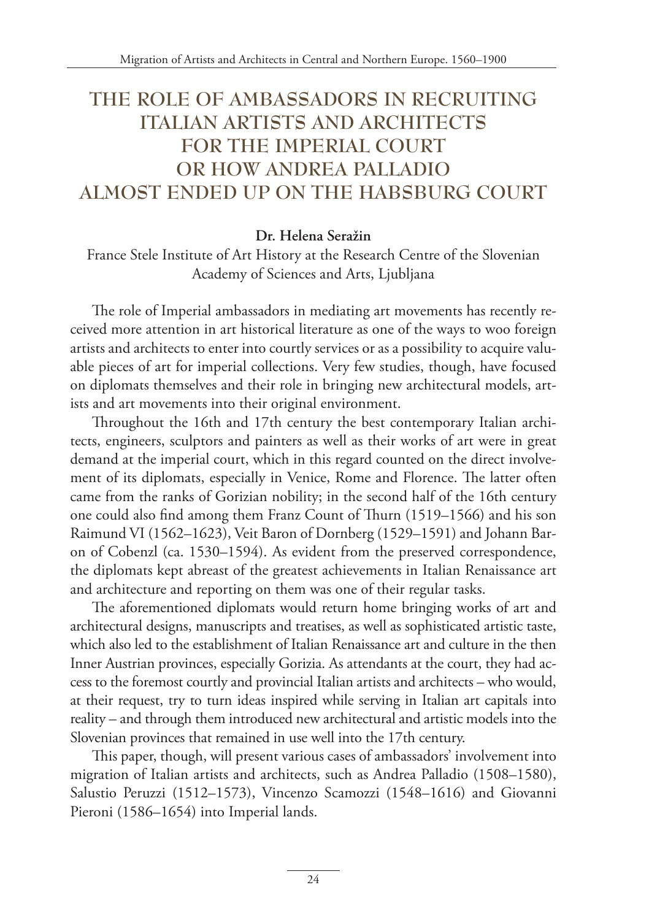# THE ROLE OF AMBASSADORS IN RECRUITING ITALIAN ARTISTS AND ARCHITECTS FOR THE IMPERIAL COURT OR HOW ANDREA PALLADIO ALMOST ENDED UP ON THE HABSBURG COURT

**Dr. Helena Seražin**

France Stele Institute of Art History at the Research Centre of the Slovenian Academy of Sciences and Arts, Ljubljana

The role of Imperial ambassadors in mediating art movements has recently received more attention in art historical literature as one of the ways to woo foreign artists and architects to enter into courtly services or as a possibility to acquire valuable pieces of art for imperial collections. Very few studies, though, have focused on diplomats themselves and their role in bringing new architectural models, artists and art movements into their original environment.

Throughout the 16th and 17th century the best contemporary Italian architects, engineers, sculptors and painters as well as their works of art were in great demand at the imperial court, which in this regard counted on the direct involvement of its diplomats, especially in Venice, Rome and Florence. The latter often came from the ranks of Gorizian nobility; in the second half of the 16th century one could also find among them Franz Count of Thurn (1519–1566) and his son Raimund VI (1562–1623), Veit Baron of Dornberg (1529–1591) and Johann Baron of Cobenzl (ca. 1530–1594). As evident from the preserved correspondence, the diplomats kept abreast of the greatest achievements in Italian Renaissance art and architecture and reporting on them was one of their regular tasks.

The aforementioned diplomats would return home bringing works of art and architectural designs, manuscripts and treatises, as well as sophisticated artistic taste, which also led to the establishment of Italian Renaissance art and culture in the then Inner Austrian provinces, especially Gorizia. As attendants at the court, they had access to the foremost courtly and provincial Italian artists and architects – who would, at their request, try to turn ideas inspired while serving in Italian art capitals into reality – and through them introduced new architectural and artistic models into the Slovenian provinces that remained in use well into the 17th century.

This paper, though, will present various cases of ambassadors' involvement into migration of Italian artists and architects, such as Andrea Palladio (1508–1580), Salustio Peruzzi (1512–1573), Vincenzo Scamozzi (1548–1616) and Giovanni Pieroni (1586–1654) into Imperial lands.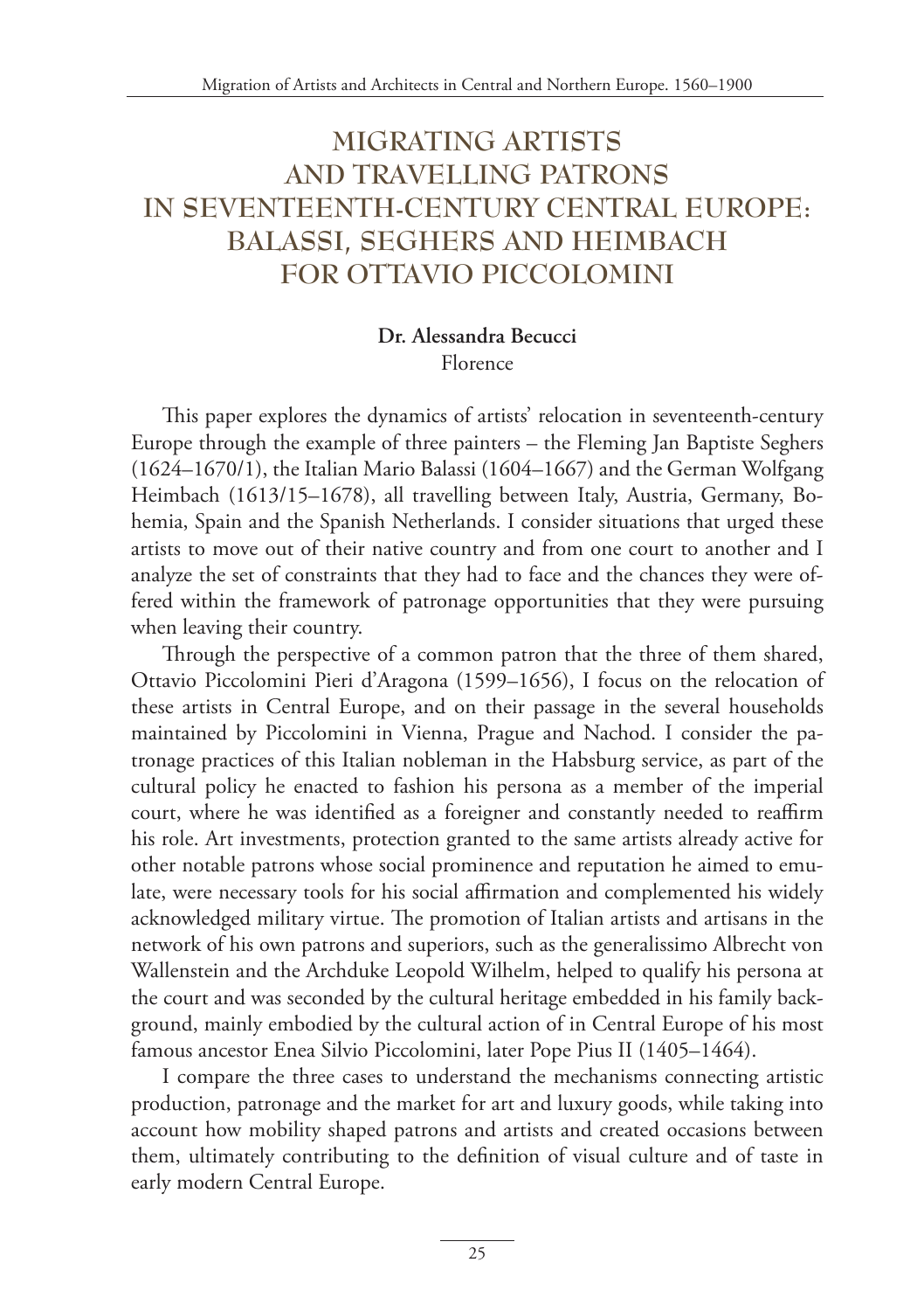# MIGRATING ARTISTS AND TRAVELLING PATRONS IN SEVENTEENTH-CENTURY CENTRAL EUROPE: BALASSI, SEGHERS AND HEIMBACH FOR OTTAVIO PICCOLOMINI

**Dr. Alessandra Becucci**
Florence

This paper explores the dynamics of artists' relocation in seventeenth-century Europe through the example of three painters – the Fleming Jan Baptiste Seghers (1624–1670/1), the Italian Mario Balassi (1604–1667) and the German Wolfgang Heimbach (1613/15–1678), all travelling between Italy, Austria, Germany, Bohemia, Spain and the Spanish Netherlands. I consider situations that urged these artists to move out of their native country and from one court to another and I analyze the set of constraints that they had to face and the chances they were offered within the framework of patronage opportunities that they were pursuing when leaving their country.

Through the perspective of a common patron that the three of them shared, Ottavio Piccolomini Pieri d'Aragona (1599–1656), I focus on the relocation of these artists in Central Europe, and on their passage in the several households maintained by Piccolomini in Vienna, Prague and Nachod. I consider the patronage practices of this Italian nobleman in the Habsburg service, as part of the cultural policy he enacted to fashion his persona as a member of the imperial court, where he was identified as a foreigner and constantly needed to reaffirm his role. Art investments, protection granted to the same artists already active for other notable patrons whose social prominence and reputation he aimed to emulate, were necessary tools for his social affirmation and complemented his widely acknowledged military virtue. The promotion of Italian artists and artisans in the network of his own patrons and superiors, such as the generalissimo Albrecht von Wallenstein and the Archduke Leopold Wilhelm, helped to qualify his persona at the court and was seconded by the cultural heritage embedded in his family background, mainly embodied by the cultural action of in Central Europe of his most famous ancestor Enea Silvio Piccolomini, later Pope Pius II (1405–1464).

I compare the three cases to understand the mechanisms connecting artistic production, patronage and the market for art and luxury goods, while taking into account how mobility shaped patrons and artists and created occasions between them, ultimately contributing to the definition of visual culture and of taste in early modern Central Europe.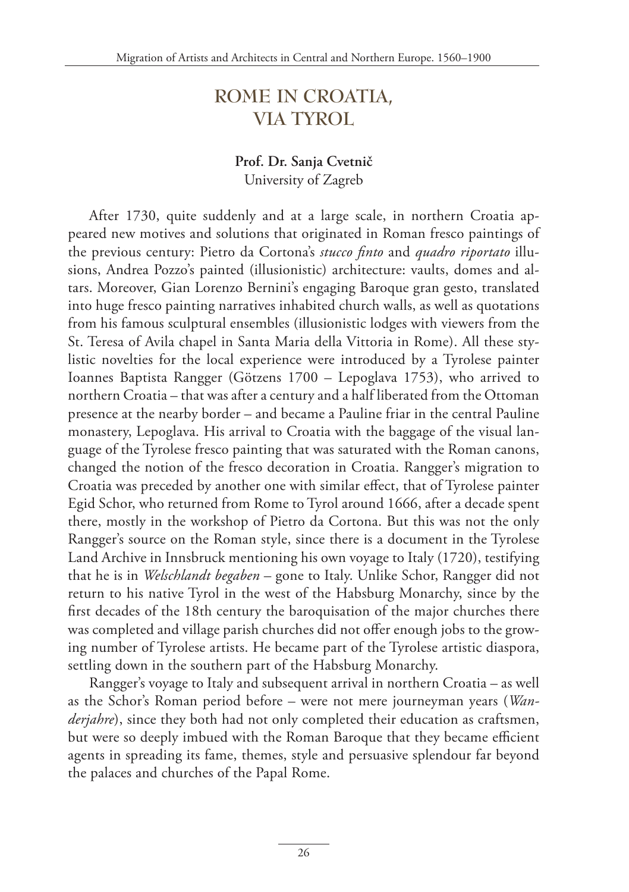# ROME IN CROATIA, VIA TYROL

**Prof. Dr. Sanja Cvetnič**
University of Zagreb

After 1730, quite suddenly and at a large scale, in northern Croatia appeared new motives and solutions that originated in Roman fresco paintings of the previous century: Pietro da Cortona's *stucco finto* and *quadro riportato* illusions, Andrea Pozzo's painted (illusionistic) architecture: vaults, domes and altars. Moreover, Gian Lorenzo Bernini's engaging Baroque gran gesto, translated into huge fresco painting narratives inhabited church walls, as well as quotations from his famous sculptural ensembles (illusionistic lodges with viewers from the St. Teresa of Avila chapel in Santa Maria della Vittoria in Rome). All these stylistic novelties for the local experience were introduced by a Tyrolese painter Ioannes Baptista Rangger (Götzens 1700 – Lepoglava 1753), who arrived to northern Croatia – that was after a century and a half liberated from the Ottoman presence at the nearby border – and became a Pauline friar in the central Pauline monastery, Lepoglava. His arrival to Croatia with the baggage of the visual language of the Tyrolese fresco painting that was saturated with the Roman canons, changed the notion of the fresco decoration in Croatia. Rangger's migration to Croatia was preceded by another one with similar effect, that of Tyrolese painter Egid Schor, who returned from Rome to Tyrol around 1666, after a decade spent there, mostly in the workshop of Pietro da Cortona. But this was not the only Rangger's source on the Roman style, since there is a document in the Tyrolese Land Archive in Innsbruck mentioning his own voyage to Italy (1720), testifying that he is in *Welschlandt begaben* – gone to Italy. Unlike Schor, Rangger did not return to his native Tyrol in the west of the Habsburg Monarchy, since by the first decades of the 18th century the baroquisation of the major churches there was completed and village parish churches did not offer enough jobs to the growing number of Tyrolese artists. He became part of the Tyrolese artistic diaspora, settling down in the southern part of the Habsburg Monarchy.

Rangger's voyage to Italy and subsequent arrival in northern Croatia – as well as the Schor's Roman period before – were not mere journeyman years (*Wanderjahre*), since they both had not only completed their education as craftsmen, but were so deeply imbued with the Roman Baroque that they became efficient agents in spreading its fame, themes, style and persuasive splendour far beyond the palaces and churches of the Papal Rome.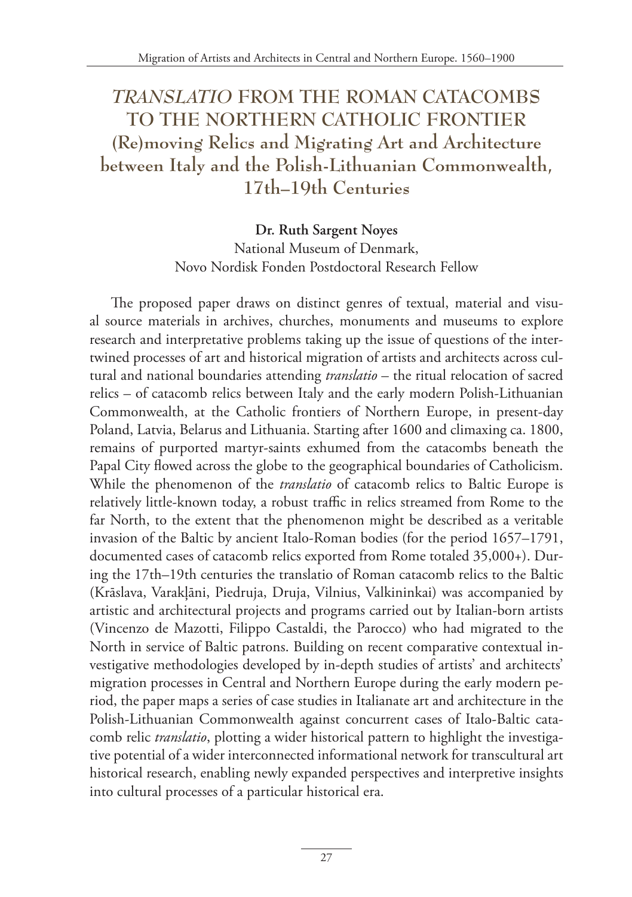# *TRANSLATIO* FROM THE ROMAN CATACOMBS TO THE NORTHERN CATHOLIC FRONTIER

## (Re)moving Relics and Migrating Art and Architecture between Italy and the Polish-Lithuanian Commonwealth, 17th–19th Centuries

**Dr. Ruth Sargent Noyes**
National Museum of Denmark,
Novo Nordisk Fonden Postdoctoral Research Fellow

The proposed paper draws on distinct genres of textual, material and visual source materials in archives, churches, monuments and museums to explore research and interpretative problems taking up the issue of questions of the intertwined processes of art and historical migration of artists and architects across cultural and national boundaries attending *translatio* – the ritual relocation of sacred relics – of catacomb relics between Italy and the early modern Polish-Lithuanian Commonwealth, at the Catholic frontiers of Northern Europe, in present-day Poland, Latvia, Belarus and Lithuania. Starting after 1600 and climaxing ca. 1800, remains of purported martyr-saints exhumed from the catacombs beneath the Papal City flowed across the globe to the geographical boundaries of Catholicism. While the phenomenon of the *translatio* of catacomb relics to Baltic Europe is relatively little-known today, a robust traffic in relics streamed from Rome to the far North, to the extent that the phenomenon might be described as a veritable invasion of the Baltic by ancient Italo-Roman bodies (for the period 1657–1791, documented cases of catacomb relics exported from Rome totaled 35,000+). During the 17th–19th centuries the translatio of Roman catacomb relics to the Baltic (Krāslava, Varakļāni, Piedruja, Druja, Vilnius, Valkininkai) was accompanied by artistic and architectural projects and programs carried out by Italian-born artists (Vincenzo de Mazotti, Filippo Castaldi, the Parocco) who had migrated to the North in service of Baltic patrons. Building on recent comparative contextual investigative methodologies developed by in-depth studies of artists' and architects' migration processes in Central and Northern Europe during the early modern period, the paper maps a series of case studies in Italianate art and architecture in the Polish-Lithuanian Commonwealth against concurrent cases of Italo-Baltic catacomb relic *translatio*, plotting a wider historical pattern to highlight the investigative potential of a wider interconnected informational network for transcultural art historical research, enabling newly expanded perspectives and interpretive insights into cultural processes of a particular historical era.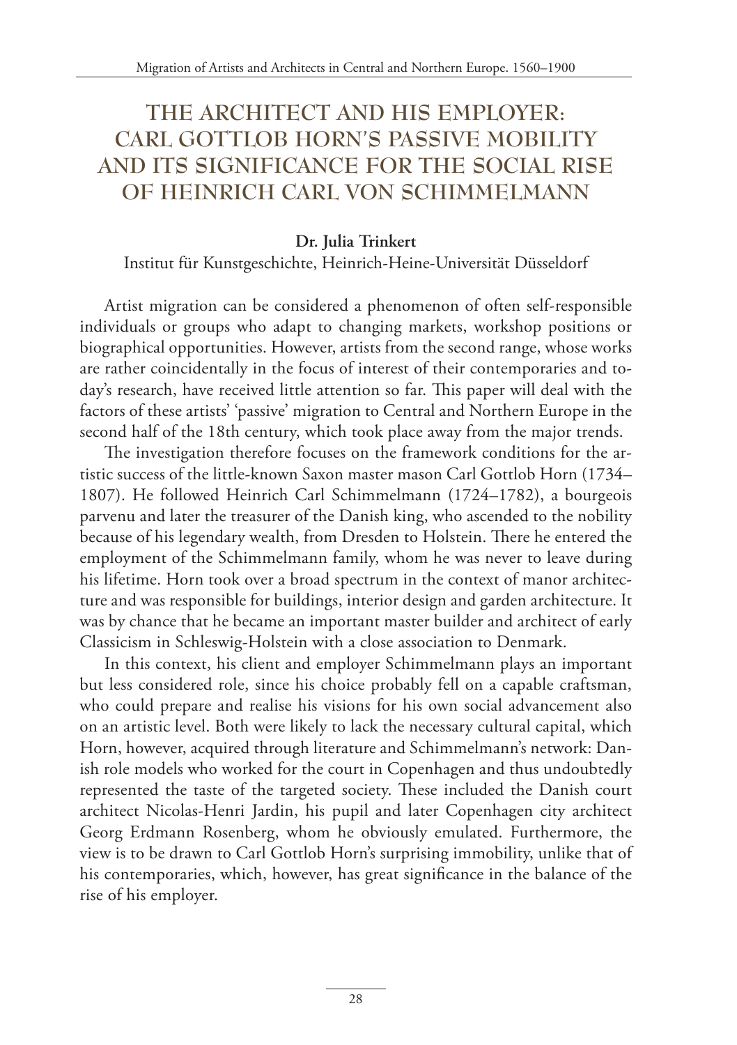# THE ARCHITECT AND HIS EMPLOYER: CARL GOTTLOB HORN'S PASSIVE MOBILITY AND ITS SIGNIFICANCE FOR THE SOCIAL RISE OF HEINRICH CARL VON SCHIMMELMANN

**Dr. Julia Trinkert**

Institut für Kunstgeschichte, Heinrich-Heine-Universität Düsseldorf

Artist migration can be considered a phenomenon of often self-responsible individuals or groups who adapt to changing markets, workshop positions or biographical opportunities. However, artists from the second range, whose works are rather coincidentally in the focus of interest of their contemporaries and today's research, have received little attention so far. This paper will deal with the factors of these artists' 'passive' migration to Central and Northern Europe in the second half of the 18th century, which took place away from the major trends.

The investigation therefore focuses on the framework conditions for the artistic success of the little-known Saxon master mason Carl Gottlob Horn (1734–1807). He followed Heinrich Carl Schimmelmann (1724–1782), a bourgeois parvenu and later the treasurer of the Danish king, who ascended to the nobility because of his legendary wealth, from Dresden to Holstein. There he entered the employment of the Schimmelmann family, whom he was never to leave during his lifetime. Horn took over a broad spectrum in the context of manor architecture and was responsible for buildings, interior design and garden architecture. It was by chance that he became an important master builder and architect of early Classicism in Schleswig-Holstein with a close association to Denmark.

In this context, his client and employer Schimmelmann plays an important but less considered role, since his choice probably fell on a capable craftsman, who could prepare and realise his visions for his own social advancement also on an artistic level. Both were likely to lack the necessary cultural capital, which Horn, however, acquired through literature and Schimmelmann's network: Danish role models who worked for the court in Copenhagen and thus undoubtedly represented the taste of the targeted society. These included the Danish court architect Nicolas-Henri Jardin, his pupil and later Copenhagen city architect Georg Erdmann Rosenberg, whom he obviously emulated. Furthermore, the view is to be drawn to Carl Gottlob Horn's surprising immobility, unlike that of his contemporaries, which, however, has great significance in the balance of the rise of his employer.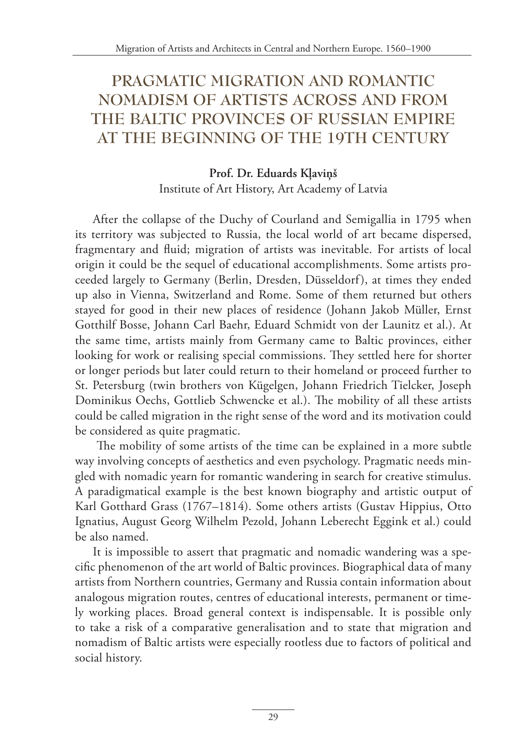# PRAGMATIC MIGRATION AND ROMANTIC NOMADISM OF ARTISTS ACROSS AND FROM THE BALTIC PROVINCES OF RUSSIAN EMPIRE AT THE BEGINNING OF THE 19TH CENTURY

**Prof. Dr. Eduards Kļaviņš**

Institute of Art History, Art Academy of Latvia

After the collapse of the Duchy of Courland and Semigallia in 1795 when its territory was subjected to Russia, the local world of art became dispersed, fragmentary and fluid; migration of artists was inevitable. For artists of local origin it could be the sequel of educational accomplishments. Some artists proceeded largely to Germany (Berlin, Dresden, Düsseldorf), at times they ended up also in Vienna, Switzerland and Rome. Some of them returned but others stayed for good in their new places of residence (Johann Jakob Müller, Ernst Gotthilf Bosse, Johann Carl Baehr, Eduard Schmidt von der Launitz et al.). At the same time, artists mainly from Germany came to Baltic provinces, either looking for work or realising special commissions. They settled here for shorter or longer periods but later could return to their homeland or proceed further to St. Petersburg (twin brothers von Kügelgen, Johann Friedrich Tielcker, Joseph Dominikus Oechs, Gottlieb Schwencke et al.). The mobility of all these artists could be called migration in the right sense of the word and its motivation could be considered as quite pragmatic.

The mobility of some artists of the time can be explained in a more subtle way involving concepts of aesthetics and even psychology. Pragmatic needs mingled with nomadic yearn for romantic wandering in search for creative stimulus. A paradigmatical example is the best known biography and artistic output of Karl Gotthard Grass (1767–1814). Some others artists (Gustav Hippius, Otto Ignatius, August Georg Wilhelm Pezold, Johann Leberecht Eggink et al.) could be also named.

It is impossible to assert that pragmatic and nomadic wandering was a specific phenomenon of the art world of Baltic provinces. Biographical data of many artists from Northern countries, Germany and Russia contain information about analogous migration routes, centres of educational interests, permanent or timely working places. Broad general context is indispensable. It is possible only to take a risk of a comparative generalisation and to state that migration and nomadism of Baltic artists were especially rootless due to factors of political and social history.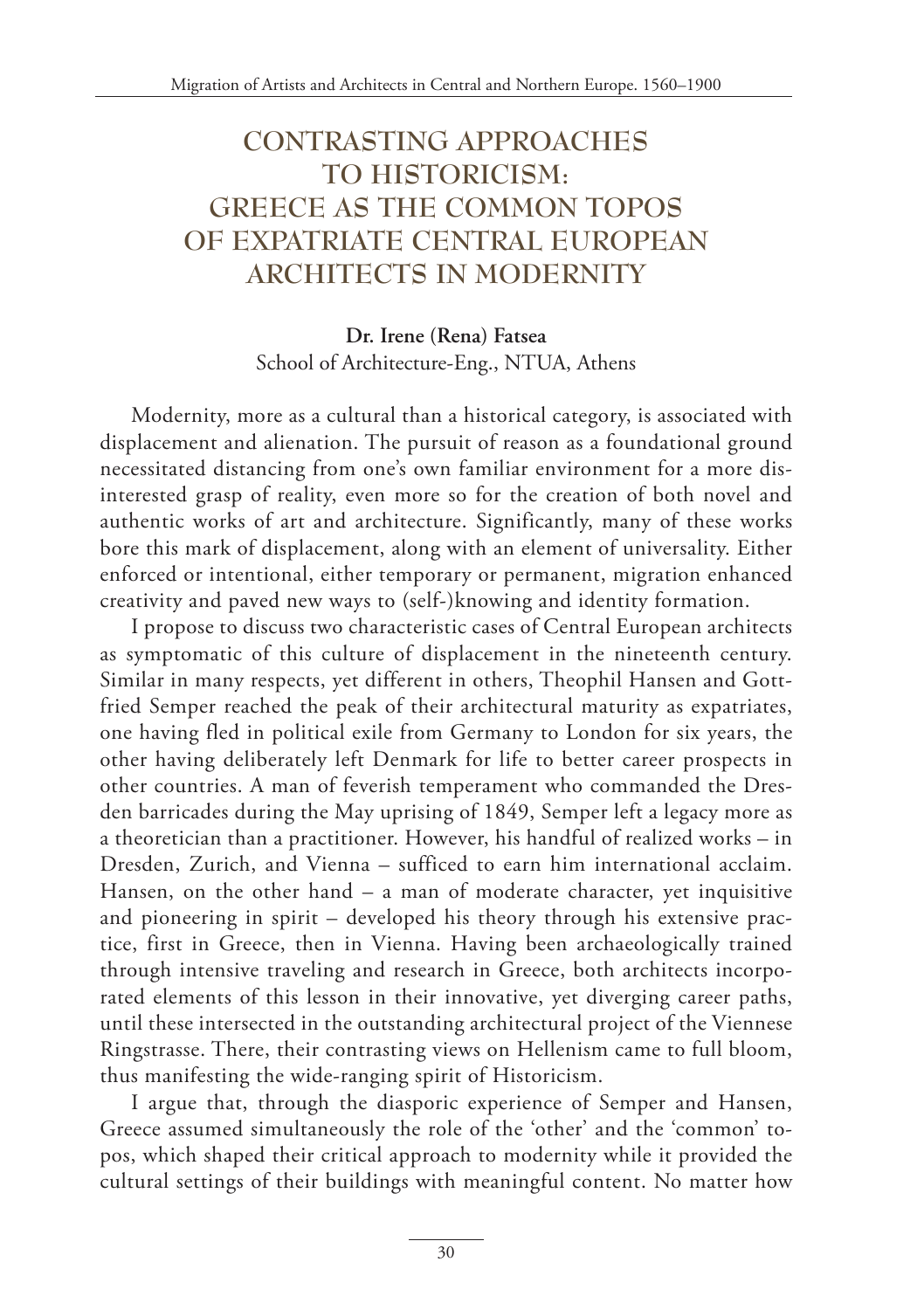# CONTRASTING APPROACHES TO HISTORICISM: GREECE AS THE COMMON TOPOS OF EXPATRIATE CENTRAL EUROPEAN ARCHITECTS IN MODERNITY

**Dr. Irene (Rena) Fatsea**
School of Architecture-Eng., NTUA, Athens

Modernity, more as a cultural than a historical category, is associated with displacement and alienation. The pursuit of reason as a foundational ground necessitated distancing from one's own familiar environment for a more disinterested grasp of reality, even more so for the creation of both novel and authentic works of art and architecture. Significantly, many of these works bore this mark of displacement, along with an element of universality. Either enforced or intentional, either temporary or permanent, migration enhanced creativity and paved new ways to (self-)knowing and identity formation.

I propose to discuss two characteristic cases of Central European architects as symptomatic of this culture of displacement in the nineteenth century. Similar in many respects, yet different in others, Theophil Hansen and Gottfried Semper reached the peak of their architectural maturity as expatriates, one having fled in political exile from Germany to London for six years, the other having deliberately left Denmark for life to better career prospects in other countries. A man of feverish temperament who commanded the Dresden barricades during the May uprising of 1849, Semper left a legacy more as a theoretician than a practitioner. However, his handful of realized works – in Dresden, Zurich, and Vienna – sufficed to earn him international acclaim. Hansen, on the other hand – a man of moderate character, yet inquisitive and pioneering in spirit – developed his theory through his extensive practice, first in Greece, then in Vienna. Having been archaeologically trained through intensive traveling and research in Greece, both architects incorporated elements of this lesson in their innovative, yet diverging career paths, until these intersected in the outstanding architectural project of the Viennese Ringstrasse. There, their contrasting views on Hellenism came to full bloom, thus manifesting the wide-ranging spirit of Historicism.

I argue that, through the diasporic experience of Semper and Hansen, Greece assumed simultaneously the role of the 'other' and the 'common' topos, which shaped their critical approach to modernity while it provided the cultural settings of their buildings with meaningful content. No matter how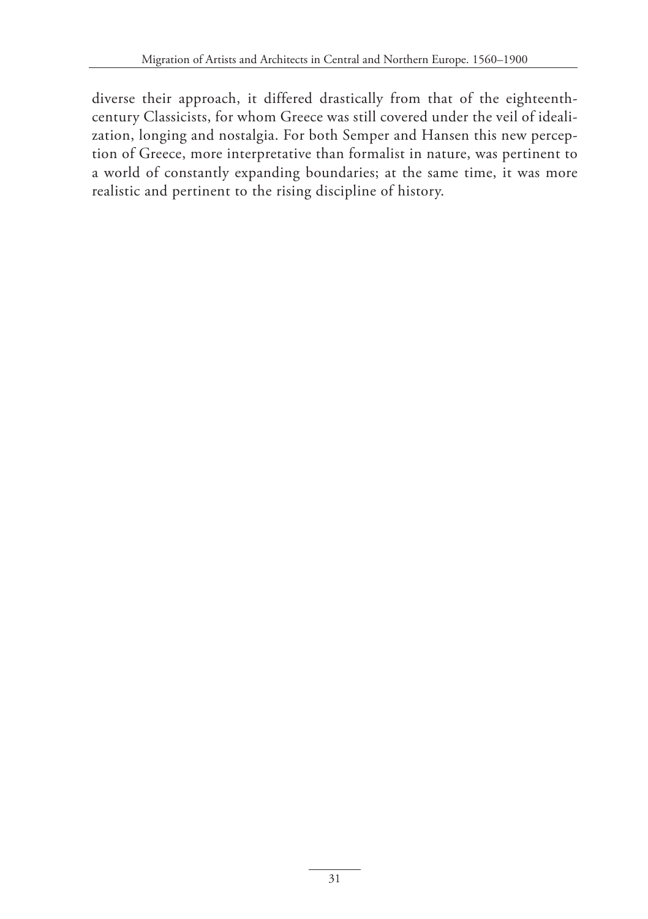diverse their approach, it differed drastically from that of the eighteenth-century Classicists, for whom Greece was still covered under the veil of idealization, longing and nostalgia. For both Semper and Hansen this new perception of Greece, more interpretative than formalist in nature, was pertinent to a world of constantly expanding boundaries; at the same time, it was more realistic and pertinent to the rising discipline of history.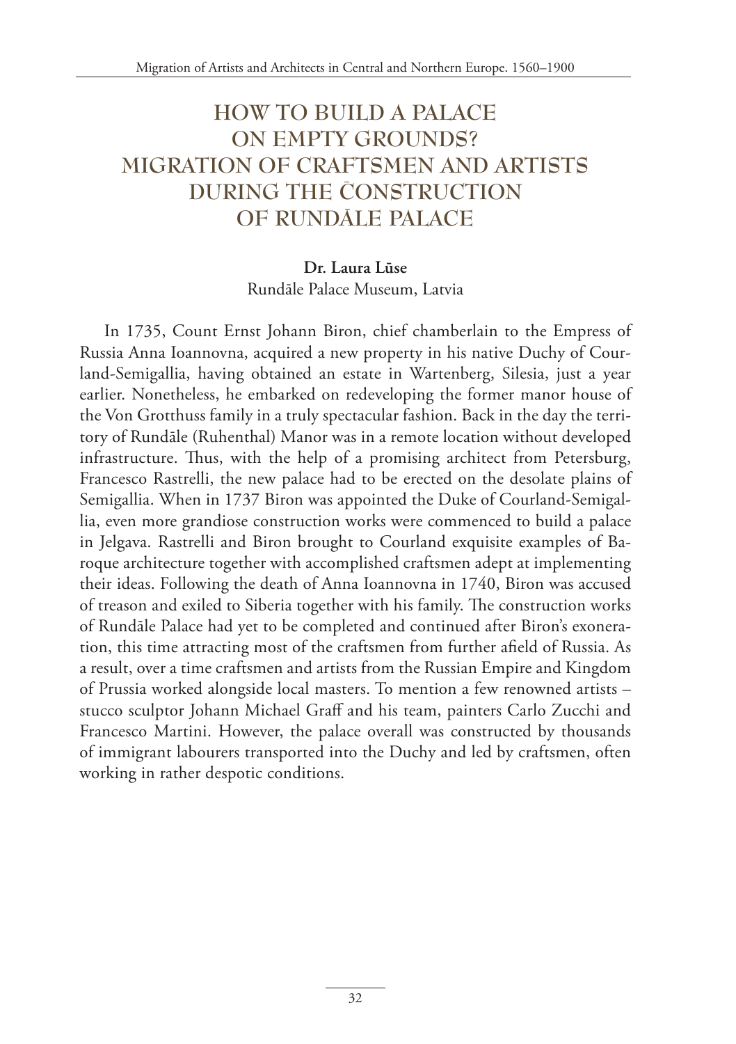# HOW TO BUILD A PALACE ON EMPTY GROUNDS? MIGRATION OF CRAFTSMEN AND ARTISTS DURING THE CONSTRUCTION OF RUNDĀLE PALACE

**Dr. Laura Lūse**
Rundāle Palace Museum, Latvia

In 1735, Count Ernst Johann Biron, chief chamberlain to the Empress of Russia Anna Ioannovna, acquired a new property in his native Duchy of Courland-Semigallia, having obtained an estate in Wartenberg, Silesia, just a year earlier. Nonetheless, he embarked on redeveloping the former manor house of the Von Grotthuss family in a truly spectacular fashion. Back in the day the territory of Rundāle (Ruhenthal) Manor was in a remote location without developed infrastructure. Thus, with the help of a promising architect from Petersburg, Francesco Rastrelli, the new palace had to be erected on the desolate plains of Semigallia. When in 1737 Biron was appointed the Duke of Courland-Semigallia, even more grandiose construction works were commenced to build a palace in Jelgava. Rastrelli and Biron brought to Courland exquisite examples of Baroque architecture together with accomplished craftsmen adept at implementing their ideas. Following the death of Anna Ioannovna in 1740, Biron was accused of treason and exiled to Siberia together with his family. The construction works of Rundāle Palace had yet to be completed and continued after Biron's exoneration, this time attracting most of the craftsmen from further afield of Russia. As a result, over a time craftsmen and artists from the Russian Empire and Kingdom of Prussia worked alongside local masters. To mention a few renowned artists – stucco sculptor Johann Michael Graff and his team, painters Carlo Zucchi and Francesco Martini. However, the palace overall was constructed by thousands of immigrant labourers transported into the Duchy and led by craftsmen, often working in rather despotic conditions.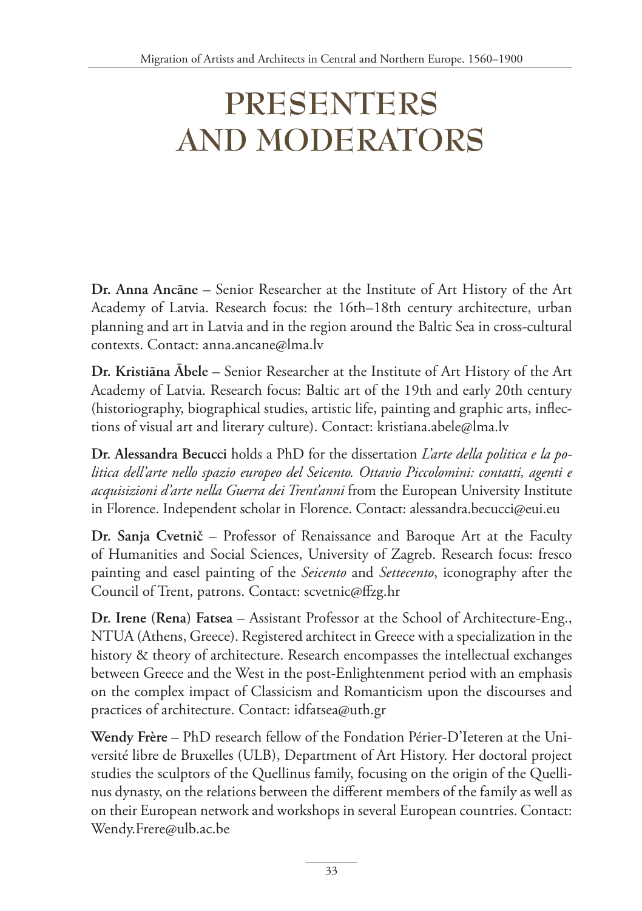# PRESENTERS AND MODERATORS

**Dr. Anna Ancāne** – Senior Researcher at the Institute of Art History of the Art Academy of Latvia. Research focus: the 16th–18th century architecture, urban planning and art in Latvia and in the region around the Baltic Sea in cross-cultural contexts. Contact: anna.ancane@lma.lv

**Dr. Kristiāna Ābele** – Senior Researcher at the Institute of Art History of the Art Academy of Latvia. Research focus: Baltic art of the 19th and early 20th century (historiography, biographical studies, artistic life, painting and graphic arts, inflections of visual art and literary culture). Contact: kristiana.abele@lma.lv

**Dr. Alessandra Becucci** holds a PhD for the dissertation *L'arte della politica e la politica dell'arte nello spazio europeo del Seicento. Ottavio Piccolomini: contatti, agenti e acquisizioni d'arte nella Guerra dei Trent'anni* from the European University Institute in Florence. Independent scholar in Florence. Contact: alessandra.becucci@eui.eu

**Dr. Sanja Cvetnič** – Professor of Renaissance and Baroque Art at the Faculty of Humanities and Social Sciences, University of Zagreb. Research focus: fresco painting and easel painting of the *Seicento* and *Settecento*, iconography after the Council of Trent, patrons. Contact: scvetnic@ffzg.hr

**Dr. Irene (Rena) Fatsea** – Assistant Professor at the School of Architecture-Eng., NTUA (Athens, Greece). Registered architect in Greece with a specialization in the history & theory of architecture. Research encompasses the intellectual exchanges between Greece and the West in the post-Enlightenment period with an emphasis on the complex impact of Classicism and Romanticism upon the discourses and practices of architecture. Contact: idfatsea@uth.gr

**Wendy Frère** – PhD research fellow of the Fondation Périer-D'Ieteren at the Université libre de Bruxelles (ULB), Department of Art History. Her doctoral project studies the sculptors of the Quellinus family, focusing on the origin of the Quellinus dynasty, on the relations between the different members of the family as well as on their European network and workshops in several European countries. Contact: Wendy.Frere@ulb.ac.be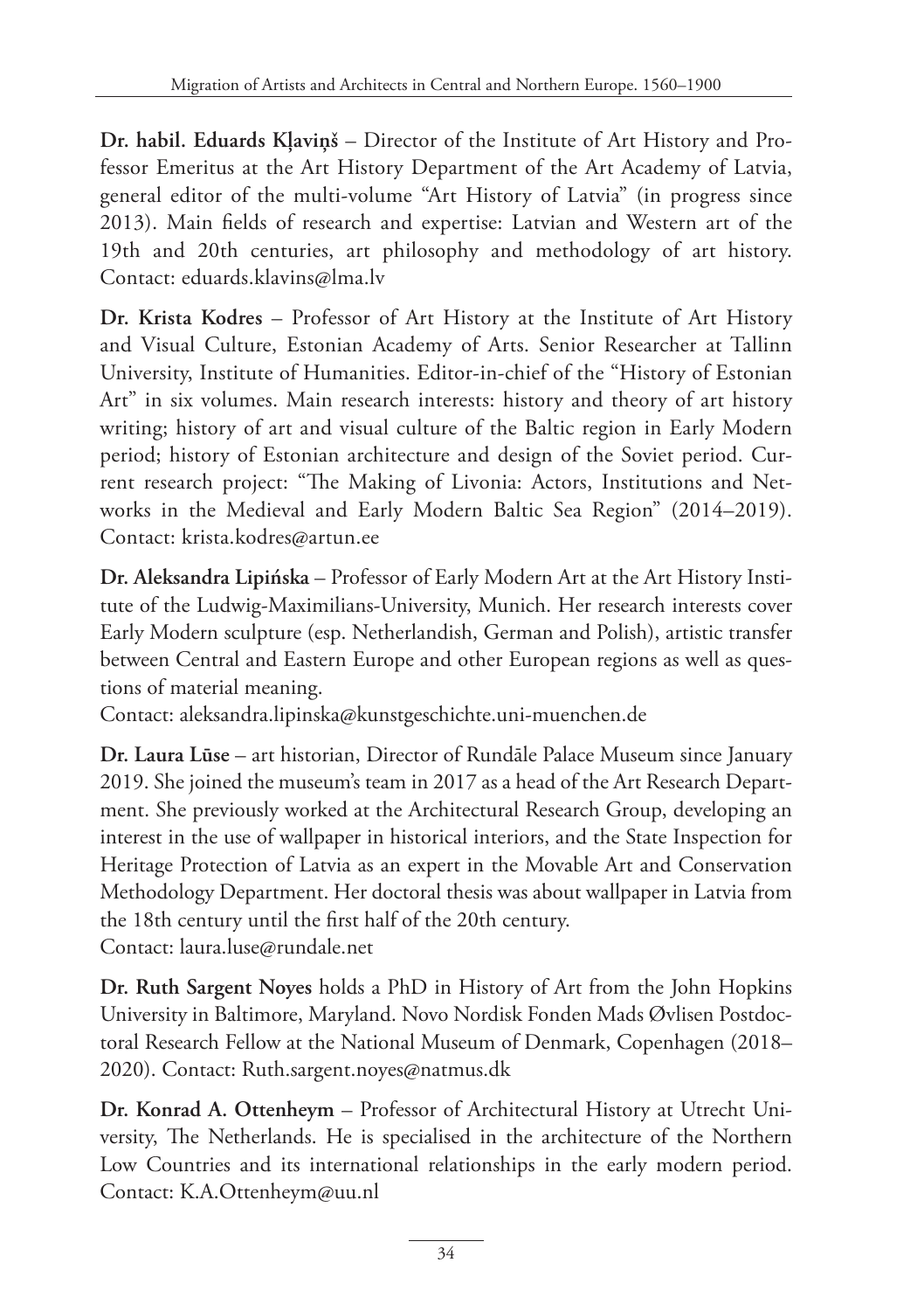**Dr. habil. Eduards Kļaviņš** – Director of the Institute of Art History and Professor Emeritus at the Art History Department of the Art Academy of Latvia, general editor of the multi-volume "Art History of Latvia" (in progress since 2013). Main fields of research and expertise: Latvian and Western art of the 19th and 20th centuries, art philosophy and methodology of art history. Contact: eduards.klavins@lma.lv

**Dr. Krista Kodres** – Professor of Art History at the Institute of Art History and Visual Culture, Estonian Academy of Arts. Senior Researcher at Tallinn University, Institute of Humanities. Editor-in-chief of the "History of Estonian Art" in six volumes. Main research interests: history and theory of art history writing; history of art and visual culture of the Baltic region in Early Modern period; history of Estonian architecture and design of the Soviet period. Current research project: "The Making of Livonia: Actors, Institutions and Networks in the Medieval and Early Modern Baltic Sea Region" (2014–2019). Contact: krista.kodres@artun.ee

**Dr. Aleksandra Lipińska** – Professor of Early Modern Art at the Art History Institute of the Ludwig-Maximilians-University, Munich. Her research interests cover Early Modern sculpture (esp. Netherlandish, German and Polish), artistic transfer between Central and Eastern Europe and other European regions as well as questions of material meaning.
Contact: aleksandra.lipinska@kunstgeschichte.uni-muenchen.de

**Dr. Laura Lūse** – art historian, Director of Rundāle Palace Museum since January 2019. She joined the museum's team in 2017 as a head of the Art Research Department. She previously worked at the Architectural Research Group, developing an interest in the use of wallpaper in historical interiors, and the State Inspection for Heritage Protection of Latvia as an expert in the Movable Art and Conservation Methodology Department. Her doctoral thesis was about wallpaper in Latvia from the 18th century until the first half of the 20th century.
Contact: laura.luse@rundale.net

**Dr. Ruth Sargent Noyes** holds a PhD in History of Art from the John Hopkins University in Baltimore, Maryland. Novo Nordisk Fonden Mads Øvlisen Postdoctoral Research Fellow at the National Museum of Denmark, Copenhagen (2018–2020). Contact: Ruth.sargent.noyes@natmus.dk

**Dr. Konrad A. Ottenheym** – Professor of Architectural History at Utrecht University, The Netherlands. He is specialised in the architecture of the Northern Low Countries and its international relationships in the early modern period. Contact: K.A.Ottenheym@uu.nl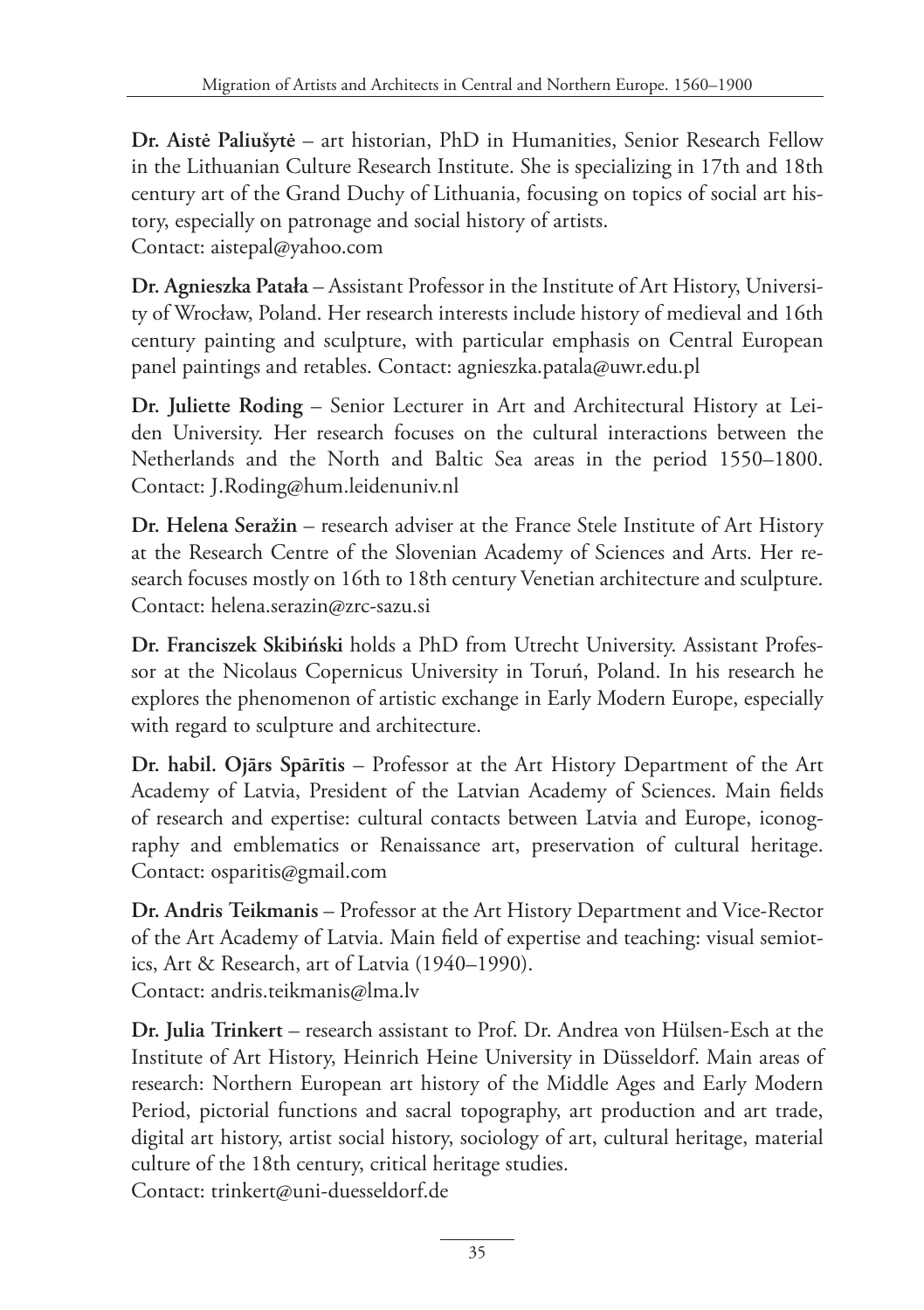**Dr. Aistė Paliušytė** – art historian, PhD in Humanities, Senior Research Fellow in the Lithuanian Culture Research Institute. She is specializing in 17th and 18th century art of the Grand Duchy of Lithuania, focusing on topics of social art history, especially on patronage and social history of artists.
Contact: aistepal@yahoo.com

**Dr. Agnieszka Patała** – Assistant Professor in the Institute of Art History, University of Wrocław, Poland. Her research interests include history of medieval and 16th century painting and sculpture, with particular emphasis on Central European panel paintings and retables. Contact: agnieszka.patala@uwr.edu.pl

**Dr. Juliette Roding** – Senior Lecturer in Art and Architectural History at Leiden University. Her research focuses on the cultural interactions between the Netherlands and the North and Baltic Sea areas in the period 1550–1800. Contact: J.Roding@hum.leidenuniv.nl

**Dr. Helena Seražin** – research adviser at the France Stele Institute of Art History at the Research Centre of the Slovenian Academy of Sciences and Arts. Her research focuses mostly on 16th to 18th century Venetian architecture and sculpture. Contact: helena.serazin@zrc-sazu.si

**Dr. Franciszek Skibiński** holds a PhD from Utrecht University. Assistant Professor at the Nicolaus Copernicus University in Toruń, Poland. In his research he explores the phenomenon of artistic exchange in Early Modern Europe, especially with regard to sculpture and architecture.

**Dr. habil. Ojārs Spārītis** – Professor at the Art History Department of the Art Academy of Latvia, President of the Latvian Academy of Sciences. Main fields of research and expertise: cultural contacts between Latvia and Europe, iconography and emblematics or Renaissance art, preservation of cultural heritage. Contact: osparitis@gmail.com

**Dr. Andris Teikmanis** – Professor at the Art History Department and Vice-Rector of the Art Academy of Latvia. Main field of expertise and teaching: visual semiotics, Art & Research, art of Latvia (1940–1990).
Contact: andris.teikmanis@lma.lv

**Dr. Julia Trinkert** – research assistant to Prof. Dr. Andrea von Hülsen-Esch at the Institute of Art History, Heinrich Heine University in Düsseldorf. Main areas of research: Northern European art history of the Middle Ages and Early Modern Period, pictorial functions and sacral topography, art production and art trade, digital art history, artist social history, sociology of art, cultural heritage, material culture of the 18th century, critical heritage studies.
Contact: trinkert@uni-duesseldorf.de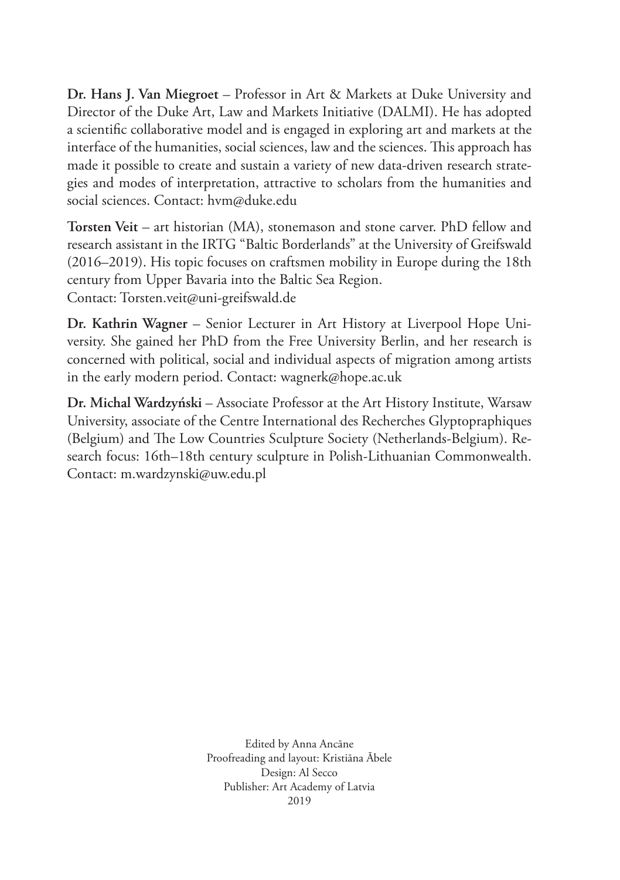**Dr. Hans J. Van Miegroet** – Professor in Art & Markets at Duke University and Director of the Duke Art, Law and Markets Initiative (DALMI). He has adopted a scientific collaborative model and is engaged in exploring art and markets at the interface of the humanities, social sciences, law and the sciences. This approach has made it possible to create and sustain a variety of new data-driven research strategies and modes of interpretation, attractive to scholars from the humanities and social sciences. Contact: hvm@duke.edu

**Torsten Veit** – art historian (MA), stonemason and stone carver. PhD fellow and research assistant in the IRTG "Baltic Borderlands" at the University of Greifswald (2016–2019). His topic focuses on craftsmen mobility in Europe during the 18th century from Upper Bavaria into the Baltic Sea Region.
Contact: Torsten.veit@uni-greifswald.de

**Dr. Kathrin Wagner** – Senior Lecturer in Art History at Liverpool Hope University. She gained her PhD from the Free University Berlin, and her research is concerned with political, social and individual aspects of migration among artists in the early modern period. Contact: wagnerk@hope.ac.uk

**Dr. Michal Wardzyński** – Associate Professor at the Art History Institute, Warsaw University, associate of the Centre International des Recherches Glyptopraphiques (Belgium) and The Low Countries Sculpture Society (Netherlands-Belgium). Research focus: 16th–18th century sculpture in Polish-Lithuanian Commonwealth. Contact: m.wardzynski@uw.edu.pl

Edited by Anna Ancāne
Proofreading and layout: Kristiāna Ābele
Design: Al Secco
Publisher: Art Academy of Latvia
2019